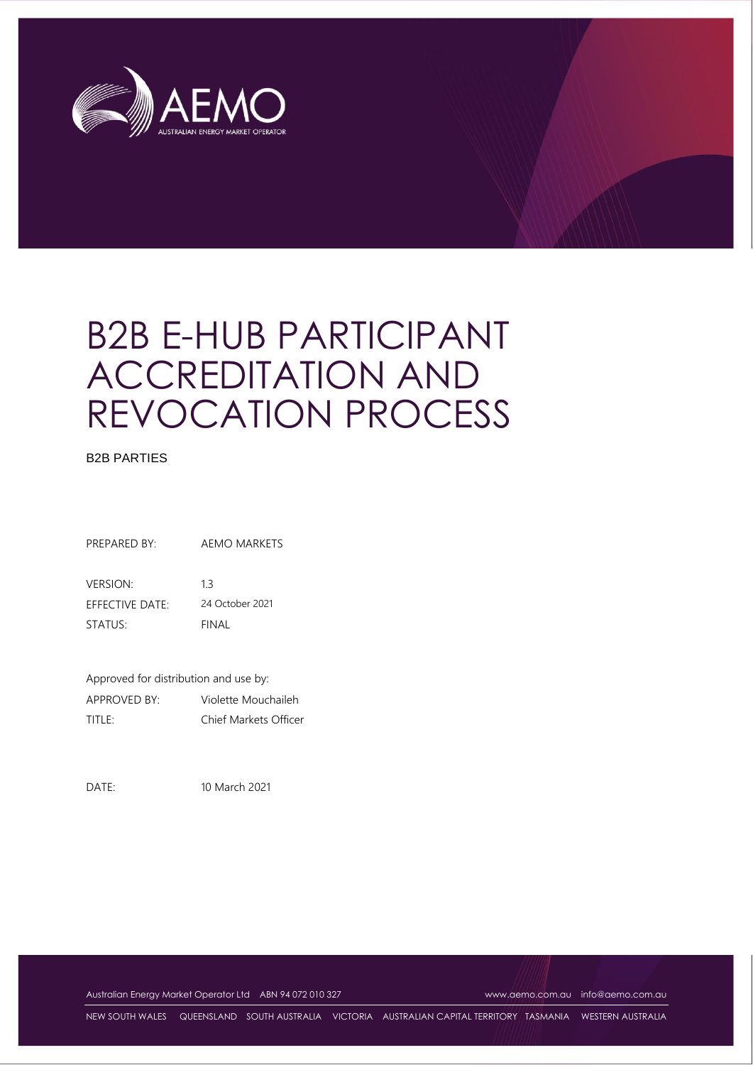AEMO

AUSTRALIAN ENERGY MARKET OPERATOR

# B2B E-HUB PARTICIPANT ACCREDITATION AND REVOCATION PROCESS

B2B PARTIES

| | |
|---|---|
| PREPARED BY: | AEMO MARKETS |
| VERSION: | 1.3 |
| EFFECTIVE DATE: | 24 October 2021 |
| STATUS: | FINAL |

Approved for distribution and use by:

| | |
|---|---|
| APPROVED BY: | Violette Mouchaileh |
| TITLE: | Chief Markets Officer |

| | |
|---|---|
| DATE: | 10 March 2021 |

Australian Energy Market Operator Ltd ABN 94 072 010 327 www.aemo.com.au info@aemo.com.au

NEW SOUTH WALES QUEENSLAND SOUTH AUSTRALIA VICTORIA AUSTRALIAN CAPITAL TERRITORY TASMANIA WESTERN AUSTRALIA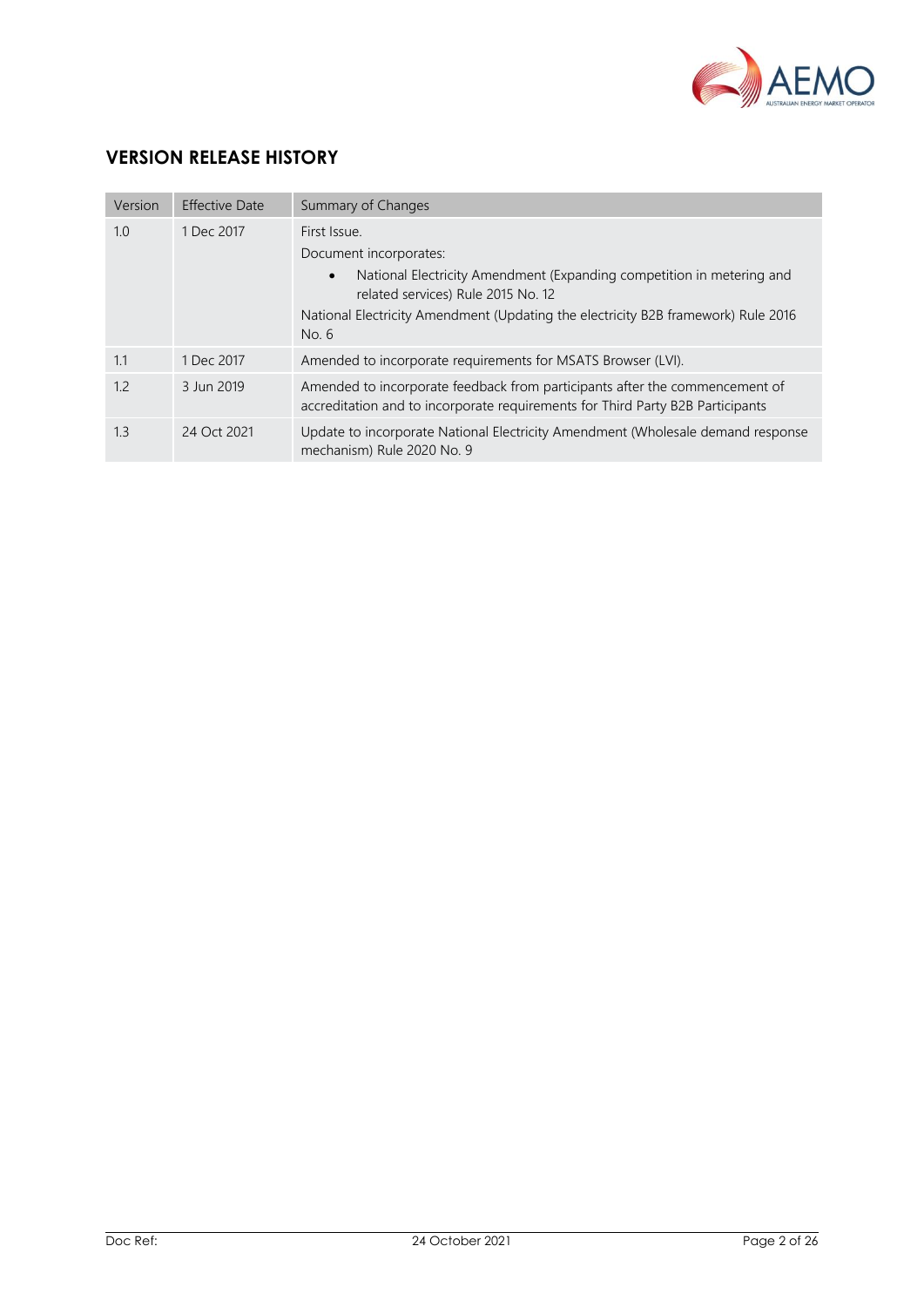## VERSION RELEASE HISTORY

| Version | Effective Date | Summary of Changes |
|---|---|---|
| 1.0 | 1 Dec 2017 | First Issue.<br>Document incorporates:<br>• National Electricity Amendment (Expanding competition in metering and related services) Rule 2015 No. 12<br>National Electricity Amendment (Updating the electricity B2B framework) Rule 2016 No. 6 |
| 1.1 | 1 Dec 2017 | Amended to incorporate requirements for MSATS Browser (LVI). |
| 1.2 | 3 Jun 2019 | Amended to incorporate feedback from participants after the commencement of accreditation and to incorporate requirements for Third Party B2B Participants |
| 1.3 | 24 Oct 2021 | Update to incorporate National Electricity Amendment (Wholesale demand response mechanism) Rule 2020 No. 9 |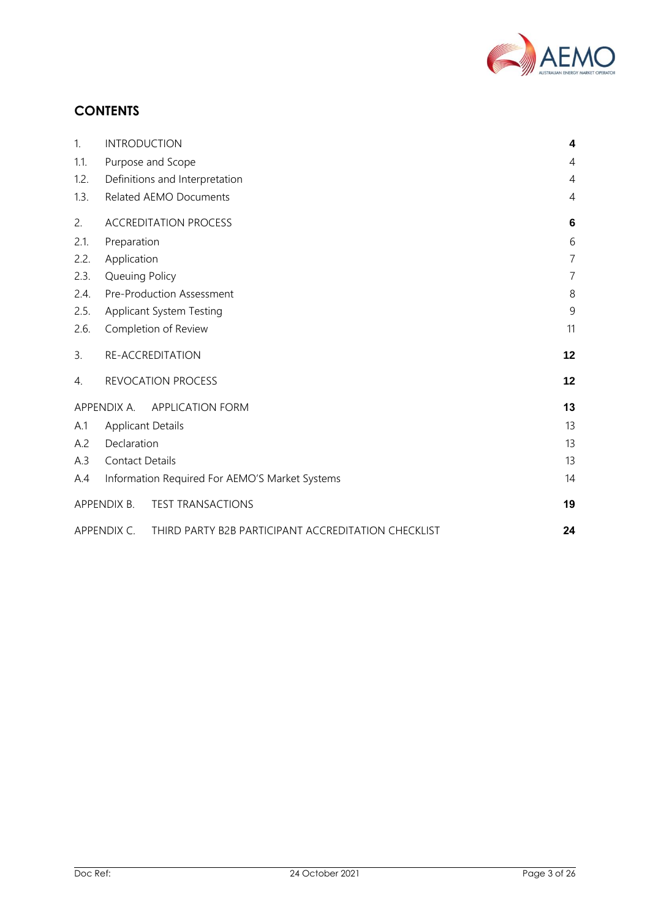# CONTENTS

| | | |
|---|---|---|
| 1. | INTRODUCTION | **4** |
| 1.1. | Purpose and Scope | 4 |
| 1.2. | Definitions and Interpretation | 4 |
| 1.3. | Related AEMO Documents | 4 |
| 2. | ACCREDITATION PROCESS | **6** |
| 2.1. | Preparation | 6 |
| 2.2. | Application | 7 |
| 2.3. | Queuing Policy | 7 |
| 2.4. | Pre-Production Assessment | 8 |
| 2.5. | Applicant System Testing | 9 |
| 2.6. | Completion of Review | 11 |
| 3. | RE-ACCREDITATION | **12** |
| 4. | REVOCATION PROCESS | **12** |
| APPENDIX A. | APPLICATION FORM | **13** |
| A.1 | Applicant Details | 13 |
| A.2 | Declaration | 13 |
| A.3 | Contact Details | 13 |
| A.4 | Information Required For AEMO'S Market Systems | 14 |
| APPENDIX B. | TEST TRANSACTIONS | **19** |
| APPENDIX C. | THIRD PARTY B2B PARTICIPANT ACCREDITATION CHECKLIST | **24** |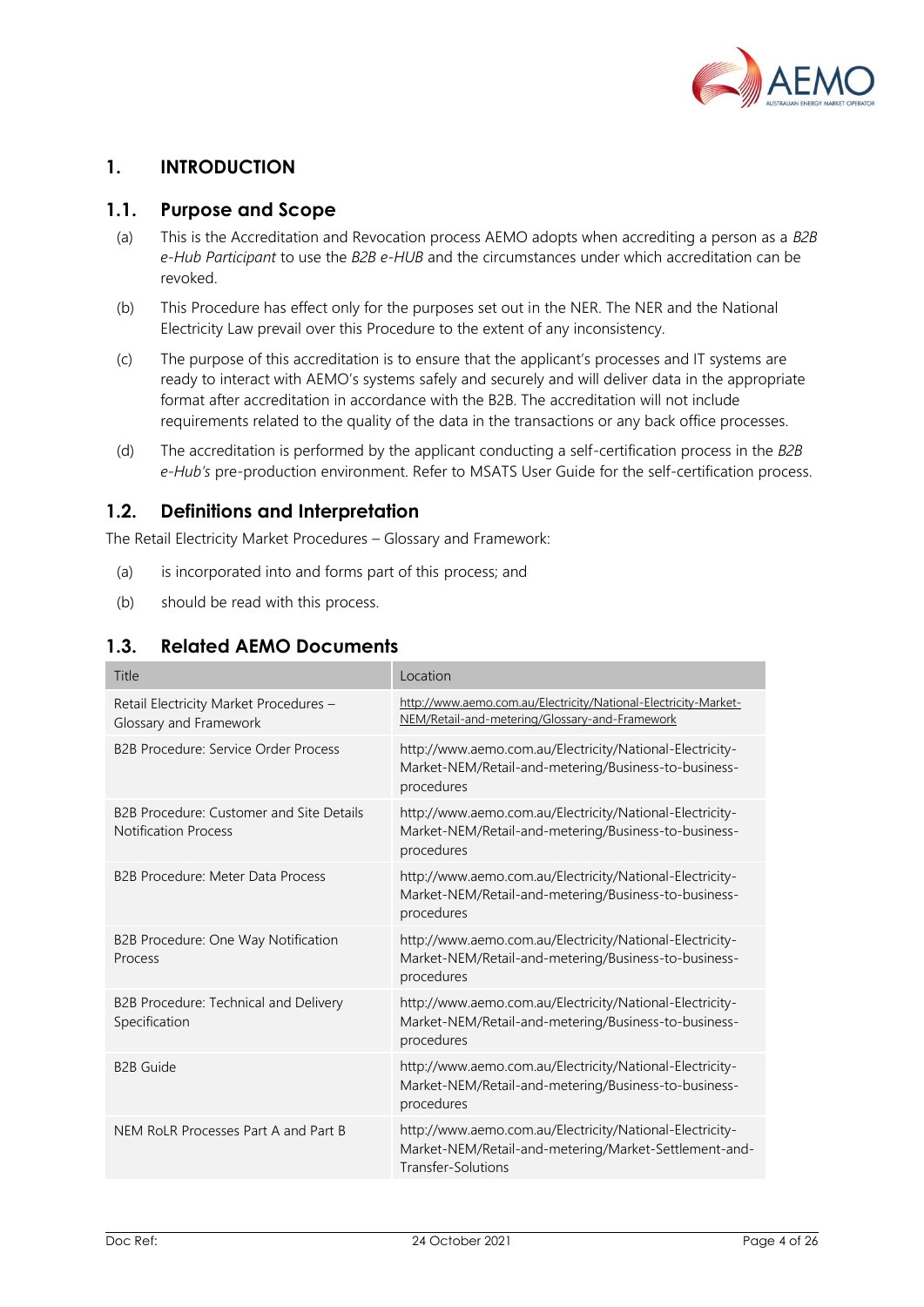# 1. INTRODUCTION

## 1.1. Purpose and Scope

(a) This is the Accreditation and Revocation process AEMO adopts when accrediting a person as a *B2B e-Hub Participant* to use the *B2B e-HUB* and the circumstances under which accreditation can be revoked.

(b) This Procedure has effect only for the purposes set out in the NER. The NER and the National Electricity Law prevail over this Procedure to the extent of any inconsistency.

(c) The purpose of this accreditation is to ensure that the applicant's processes and IT systems are ready to interact with AEMO's systems safely and securely and will deliver data in the appropriate format after accreditation in accordance with the B2B. The accreditation will not include requirements related to the quality of the data in the transactions or any back office processes.

(d) The accreditation is performed by the applicant conducting a self-certification process in the *B2B e-Hub's* pre-production environment. Refer to MSATS User Guide for the self-certification process.

## 1.2. Definitions and Interpretation

The Retail Electricity Market Procedures – Glossary and Framework:

(a) is incorporated into and forms part of this process; and

(b) should be read with this process.

## 1.3. Related AEMO Documents

| Title | Location |
|---|---|
| Retail Electricity Market Procedures – Glossary and Framework | http://www.aemo.com.au/Electricity/National-Electricity-Market-NEM/Retail-and-metering/Glossary-and-Framework |
| B2B Procedure: Service Order Process | http://www.aemo.com.au/Electricity/National-Electricity-Market-NEM/Retail-and-metering/Business-to-business-procedures |
| B2B Procedure: Customer and Site Details Notification Process | http://www.aemo.com.au/Electricity/National-Electricity-Market-NEM/Retail-and-metering/Business-to-business-procedures |
| B2B Procedure: Meter Data Process | http://www.aemo.com.au/Electricity/National-Electricity-Market-NEM/Retail-and-metering/Business-to-business-procedures |
| B2B Procedure: One Way Notification Process | http://www.aemo.com.au/Electricity/National-Electricity-Market-NEM/Retail-and-metering/Business-to-business-procedures |
| B2B Procedure: Technical and Delivery Specification | http://www.aemo.com.au/Electricity/National-Electricity-Market-NEM/Retail-and-metering/Business-to-business-procedures |
| B2B Guide | http://www.aemo.com.au/Electricity/National-Electricity-Market-NEM/Retail-and-metering/Business-to-business-procedures |
| NEM RoLR Processes Part A and Part B | http://www.aemo.com.au/Electricity/National-Electricity-Market-NEM/Retail-and-metering/Market-Settlement-and-Transfer-Solutions |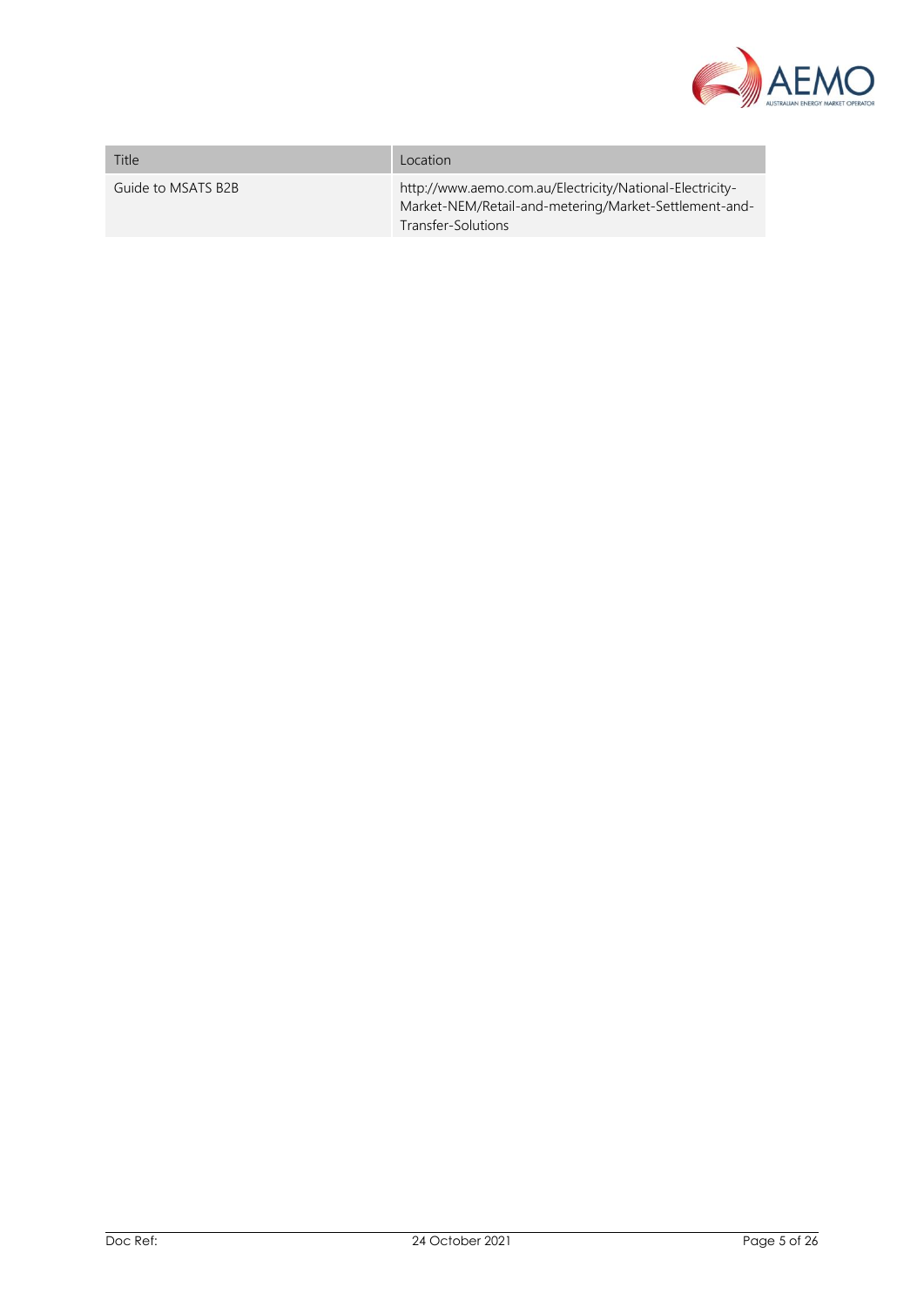| Title | Location |
| --- | --- |
| Guide to MSATS B2B | http://www.aemo.com.au/Electricity/National-Electricity-Market-NEM/Retail-and-metering/Market-Settlement-and-Transfer-Solutions |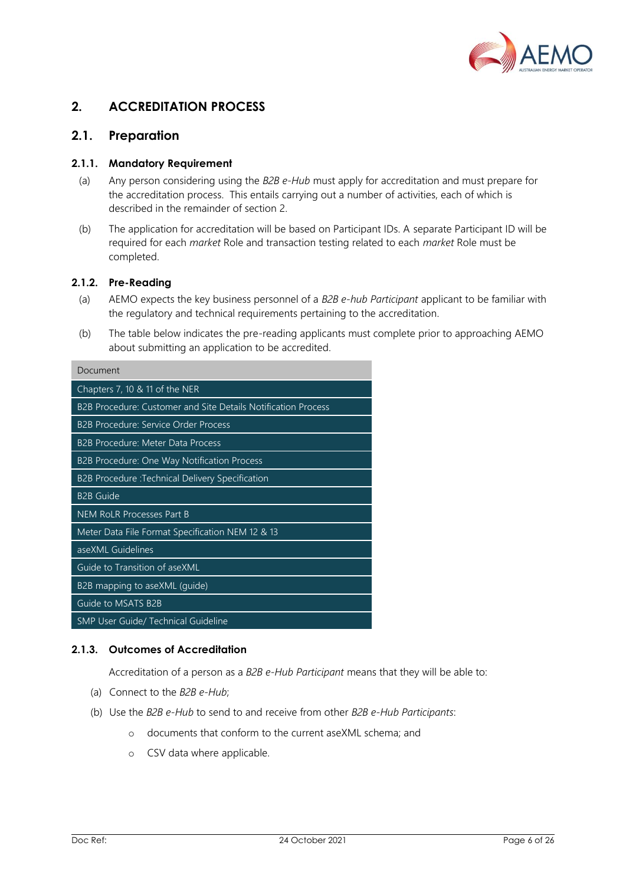# 2. ACCREDITATION PROCESS

## 2.1. Preparation

### 2.1.1. Mandatory Requirement

(a) Any person considering using the *B2B e-Hub* must apply for accreditation and must prepare for the accreditation process. This entails carrying out a number of activities, each of which is described in the remainder of section 2.

(b) The application for accreditation will be based on Participant IDs. A separate Participant ID will be required for each *market* Role and transaction testing related to each *market* Role must be completed.

### 2.1.2. Pre-Reading

(a) AEMO expects the key business personnel of a *B2B e-hub Participant* applicant to be familiar with the regulatory and technical requirements pertaining to the accreditation.

(b) The table below indicates the pre-reading applicants must complete prior to approaching AEMO about submitting an application to be accredited.

| Document |
|---|
| Chapters 7, 10 & 11 of the NER |
| B2B Procedure: Customer and Site Details Notification Process |
| B2B Procedure: Service Order Process |
| B2B Procedure: Meter Data Process |
| B2B Procedure: One Way Notification Process |
| B2B Procedure :Technical Delivery Specification |
| B2B Guide |
| NEM RoLR Processes Part B |
| Meter Data File Format Specification NEM 12 & 13 |
| aseXML Guidelines |
| Guide to Transition of aseXML |
| B2B mapping to aseXML (guide) |
| Guide to MSATS B2B |
| SMP User Guide/ Technical Guideline |

### 2.1.3. Outcomes of Accreditation

Accreditation of a person as a *B2B e-Hub Participant* means that they will be able to:

(a) Connect to the *B2B e-Hub*;

(b) Use the *B2B e-Hub* to send to and receive from other *B2B e-Hub Participants*:

- documents that conform to the current aseXML schema; and
- CSV data where applicable.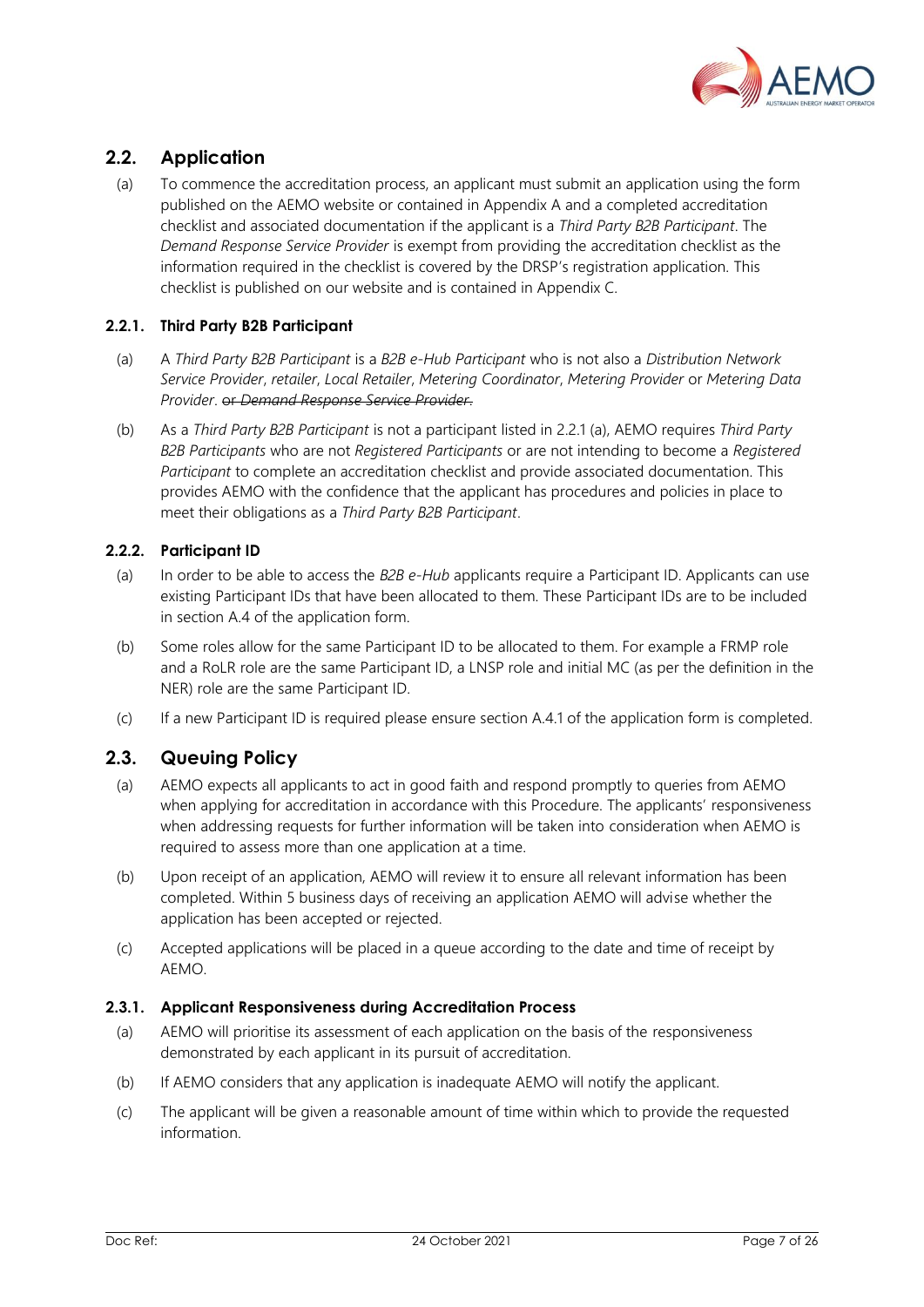## 2.2. Application

(a) To commence the accreditation process, an applicant must submit an application using the form published on the AEMO website or contained in Appendix A and a completed accreditation checklist and associated documentation if the applicant is a *Third Party B2B Participant*. The *Demand Response Service Provider* is exempt from providing the accreditation checklist as the information required in the checklist is covered by the DRSP's registration application. This checklist is published on our website and is contained in Appendix C.

### 2.2.1. Third Party B2B Participant

(a) A *Third Party B2B Participant* is a *B2B e-Hub Participant* who is not also a *Distribution Network Service Provider*, *retailer*, *Local Retailer*, *Metering Coordinator*, *Metering Provider* or *Metering Data Provider*. ~~or *Demand Response Service Provider*.~~

(b) As a *Third Party B2B Participant* is not a participant listed in 2.2.1 (a), AEMO requires *Third Party B2B Participants* who are not *Registered Participants* or are not intending to become a *Registered Participant* to complete an accreditation checklist and provide associated documentation. This provides AEMO with the confidence that the applicant has procedures and policies in place to meet their obligations as a *Third Party B2B Participant*.

### 2.2.2. Participant ID

(a) In order to be able to access the *B2B e-Hub* applicants require a Participant ID. Applicants can use existing Participant IDs that have been allocated to them. These Participant IDs are to be included in section A.4 of the application form.

(b) Some roles allow for the same Participant ID to be allocated to them. For example a FRMP role and a RoLR role are the same Participant ID, a LNSP role and initial MC (as per the definition in the NER) role are the same Participant ID.

(c) If a new Participant ID is required please ensure section A.4.1 of the application form is completed.

## 2.3. Queuing Policy

(a) AEMO expects all applicants to act in good faith and respond promptly to queries from AEMO when applying for accreditation in accordance with this Procedure. The applicants' responsiveness when addressing requests for further information will be taken into consideration when AEMO is required to assess more than one application at a time.

(b) Upon receipt of an application, AEMO will review it to ensure all relevant information has been completed. Within 5 business days of receiving an application AEMO will advise whether the application has been accepted or rejected.

(c) Accepted applications will be placed in a queue according to the date and time of receipt by AEMO.

### 2.3.1. Applicant Responsiveness during Accreditation Process

(a) AEMO will prioritise its assessment of each application on the basis of the responsiveness demonstrated by each applicant in its pursuit of accreditation.

(b) If AEMO considers that any application is inadequate AEMO will notify the applicant.

(c) The applicant will be given a reasonable amount of time within which to provide the requested information.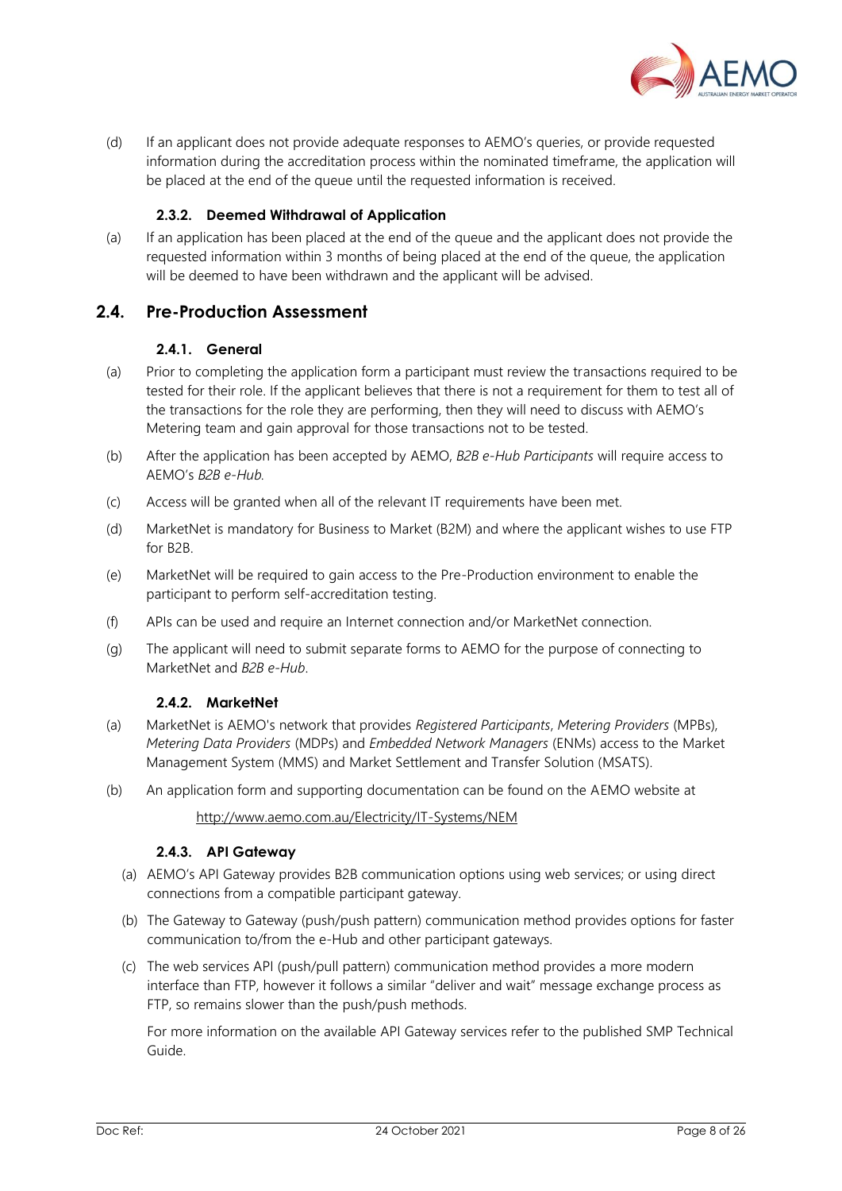(d) If an applicant does not provide adequate responses to AEMO's queries, or provide requested information during the accreditation process within the nominated timeframe, the application will be placed at the end of the queue until the requested information is received.

#### 2.3.2. Deemed Withdrawal of Application

(a) If an application has been placed at the end of the queue and the applicant does not provide the requested information within 3 months of being placed at the end of the queue, the application will be deemed to have been withdrawn and the applicant will be advised.

### 2.4. Pre-Production Assessment

#### 2.4.1. General

(a) Prior to completing the application form a participant must review the transactions required to be tested for their role. If the applicant believes that there is not a requirement for them to test all of the transactions for the role they are performing, then they will need to discuss with AEMO's Metering team and gain approval for those transactions not to be tested.

(b) After the application has been accepted by AEMO, *B2B e-Hub Participants* will require access to AEMO's *B2B e-Hub*.

(c) Access will be granted when all of the relevant IT requirements have been met.

(d) MarketNet is mandatory for Business to Market (B2M) and where the applicant wishes to use FTP for B2B.

(e) MarketNet will be required to gain access to the Pre-Production environment to enable the participant to perform self-accreditation testing.

(f) APIs can be used and require an Internet connection and/or MarketNet connection.

(g) The applicant will need to submit separate forms to AEMO for the purpose of connecting to MarketNet and *B2B e-Hub*.

#### 2.4.2. MarketNet

(a) MarketNet is AEMO's network that provides *Registered Participants*, *Metering Providers* (MPBs), *Metering Data Providers* (MDPs) and *Embedded Network Managers* (ENMs) access to the Market Management System (MMS) and Market Settlement and Transfer Solution (MSATS).

(b) An application form and supporting documentation can be found on the AEMO website at

http://www.aemo.com.au/Electricity/IT-Systems/NEM

#### 2.4.3. API Gateway

(a) AEMO's API Gateway provides B2B communication options using web services; or using direct connections from a compatible participant gateway.

(b) The Gateway to Gateway (push/push pattern) communication method provides options for faster communication to/from the e-Hub and other participant gateways.

(c) The web services API (push/pull pattern) communication method provides a more modern interface than FTP, however it follows a similar "deliver and wait" message exchange process as FTP, so remains slower than the push/push methods.

For more information on the available API Gateway services refer to the published SMP Technical Guide.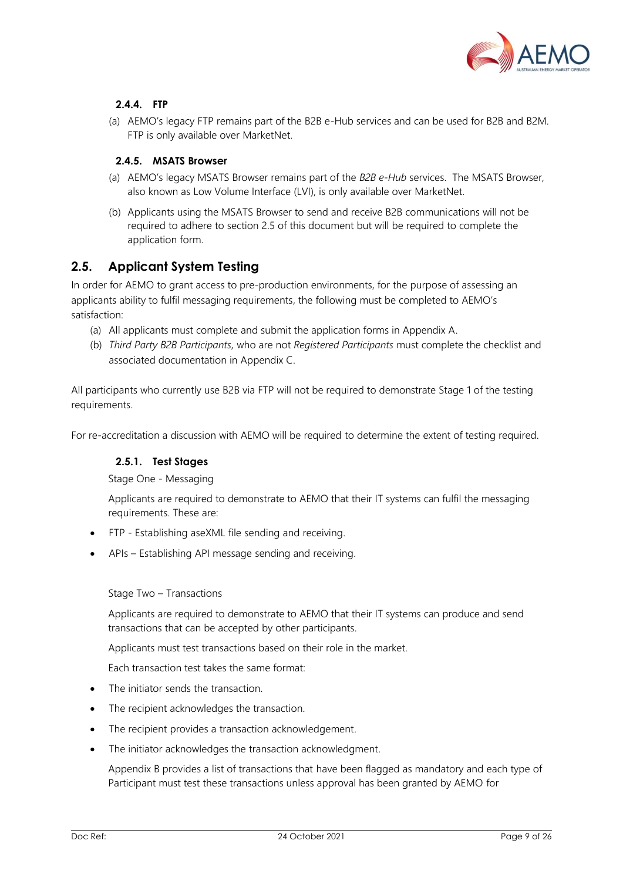### 2.4.4. FTP

(a) AEMO's legacy FTP remains part of the B2B e-Hub services and can be used for B2B and B2M. FTP is only available over MarketNet.

### 2.4.5. MSATS Browser

(a) AEMO's legacy MSATS Browser remains part of the *B2B e-Hub* services. The MSATS Browser, also known as Low Volume Interface (LVI), is only available over MarketNet.

(b) Applicants using the MSATS Browser to send and receive B2B communications will not be required to adhere to section 2.5 of this document but will be required to complete the application form.

## 2.5. Applicant System Testing

In order for AEMO to grant access to pre-production environments, for the purpose of assessing an applicants ability to fulfil messaging requirements, the following must be completed to AEMO's satisfaction:

(a) All applicants must complete and submit the application forms in Appendix A.

(b) *Third Party B2B Participants*, who are not *Registered Participants* must complete the checklist and associated documentation in Appendix C.

All participants who currently use B2B via FTP will not be required to demonstrate Stage 1 of the testing requirements.

For re-accreditation a discussion with AEMO will be required to determine the extent of testing required.

### 2.5.1. Test Stages

Stage One - Messaging

Applicants are required to demonstrate to AEMO that their IT systems can fulfil the messaging requirements. These are:

- FTP - Establishing aseXML file sending and receiving.
- APIs – Establishing API message sending and receiving.

Stage Two – Transactions

Applicants are required to demonstrate to AEMO that their IT systems can produce and send transactions that can be accepted by other participants.

Applicants must test transactions based on their role in the market.

Each transaction test takes the same format:

- The initiator sends the transaction.
- The recipient acknowledges the transaction.
- The recipient provides a transaction acknowledgement.
- The initiator acknowledges the transaction acknowledgment.

Appendix B provides a list of transactions that have been flagged as mandatory and each type of Participant must test these transactions unless approval has been granted by AEMO for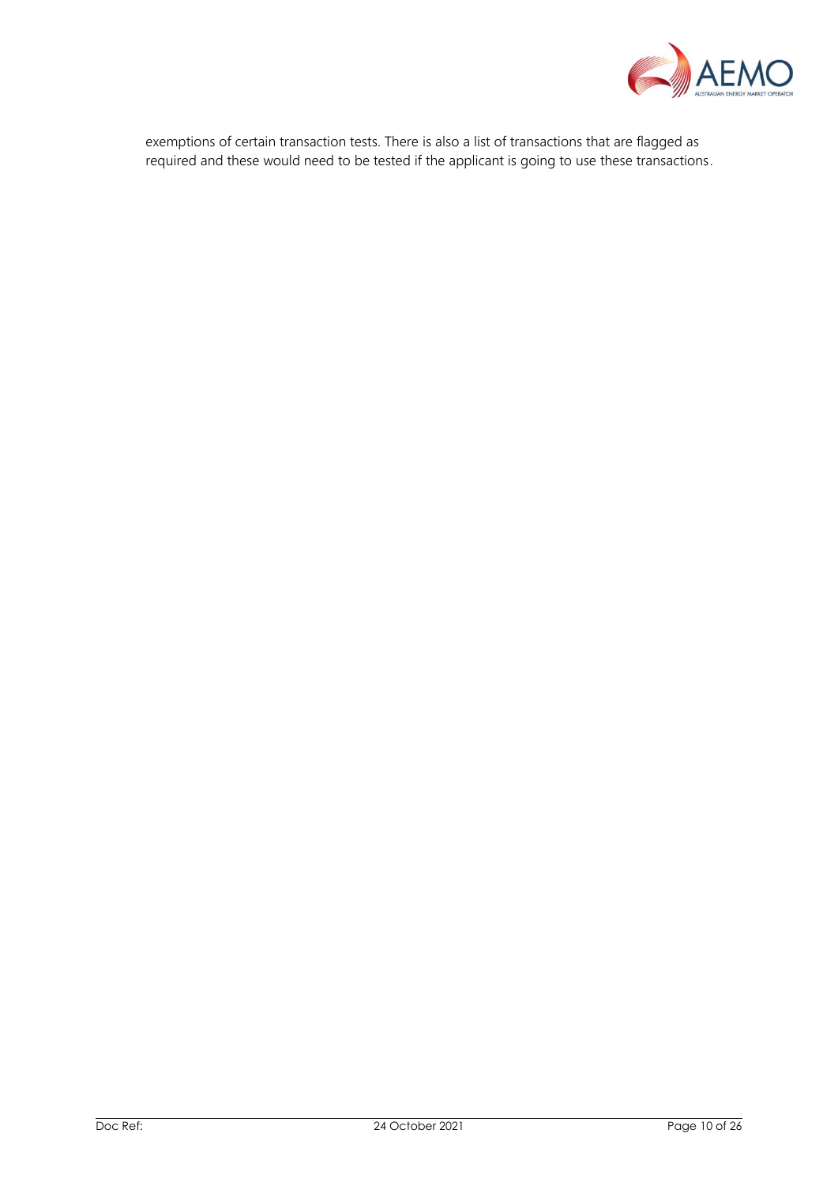exemptions of certain transaction tests. There is also a list of transactions that are flagged as required and these would need to be tested if the applicant is going to use these transactions.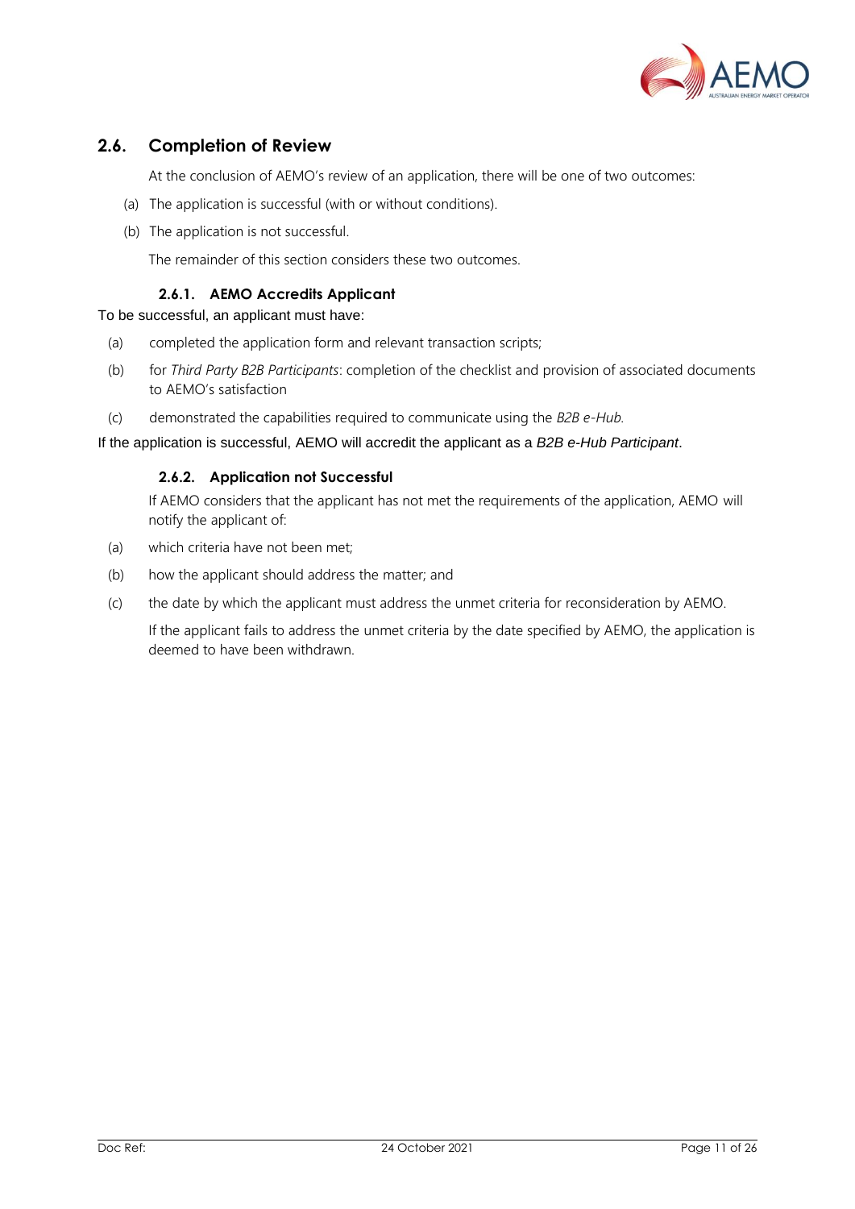## 2.6. Completion of Review

At the conclusion of AEMO's review of an application, there will be one of two outcomes:

(a) The application is successful (with or without conditions).

(b) The application is not successful.

The remainder of this section considers these two outcomes.

### 2.6.1. AEMO Accredits Applicant

To be successful, an applicant must have:

(a) completed the application form and relevant transaction scripts;

(b) for *Third Party B2B Participants*: completion of the checklist and provision of associated documents to AEMO's satisfaction

(c) demonstrated the capabilities required to communicate using the *B2B e-Hub.*

If the application is successful, AEMO will accredit the applicant as a *B2B e-Hub Participant*.

### 2.6.2. Application not Successful

If AEMO considers that the applicant has not met the requirements of the application, AEMO will notify the applicant of:

(a) which criteria have not been met;

(b) how the applicant should address the matter; and

(c) the date by which the applicant must address the unmet criteria for reconsideration by AEMO.

If the applicant fails to address the unmet criteria by the date specified by AEMO, the application is deemed to have been withdrawn.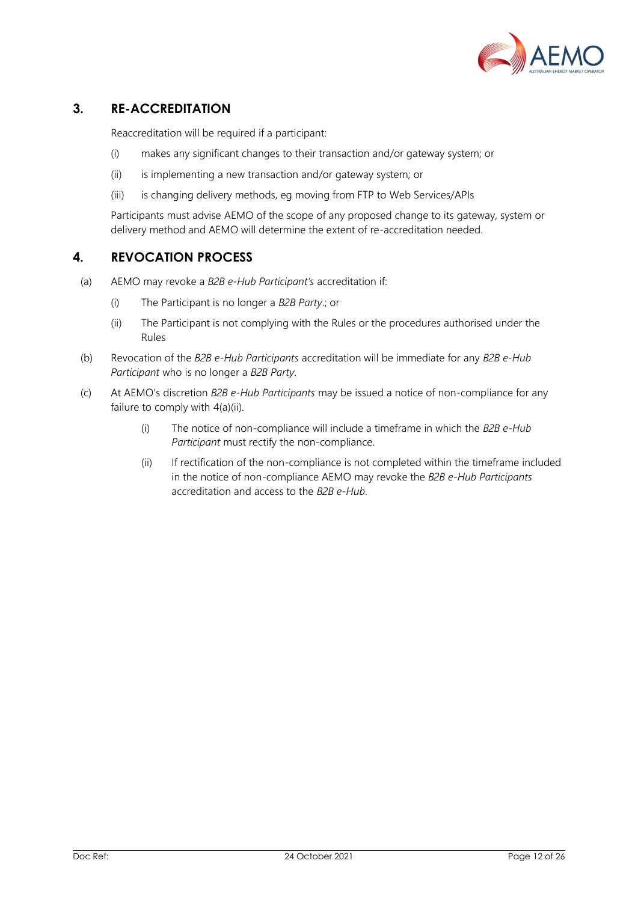## 3. RE-ACCREDITATION

Reaccreditation will be required if a participant:

(i) makes any significant changes to their transaction and/or gateway system; or

(ii) is implementing a new transaction and/or gateway system; or

(iii) is changing delivery methods, eg moving from FTP to Web Services/APIs

Participants must advise AEMO of the scope of any proposed change to its gateway, system or delivery method and AEMO will determine the extent of re-accreditation needed.

## 4. REVOCATION PROCESS

(a) AEMO may revoke a *B2B e-Hub Participant's* accreditation if:

(i) The Participant is no longer a *B2B Party*.; or

(ii) The Participant is not complying with the Rules or the procedures authorised under the Rules

(b) Revocation of the *B2B e-Hub Participants* accreditation will be immediate for any *B2B e-Hub Participant* who is no longer a *B2B Party*.

(c) At AEMO's discretion *B2B e-Hub Participants* may be issued a notice of non-compliance for any failure to comply with 4(a)(ii).

(i) The notice of non-compliance will include a timeframe in which the *B2B e-Hub Participant* must rectify the non-compliance.

(ii) If rectification of the non-compliance is not completed within the timeframe included in the notice of non-compliance AEMO may revoke the *B2B e-Hub Participants* accreditation and access to the *B2B e-Hub*.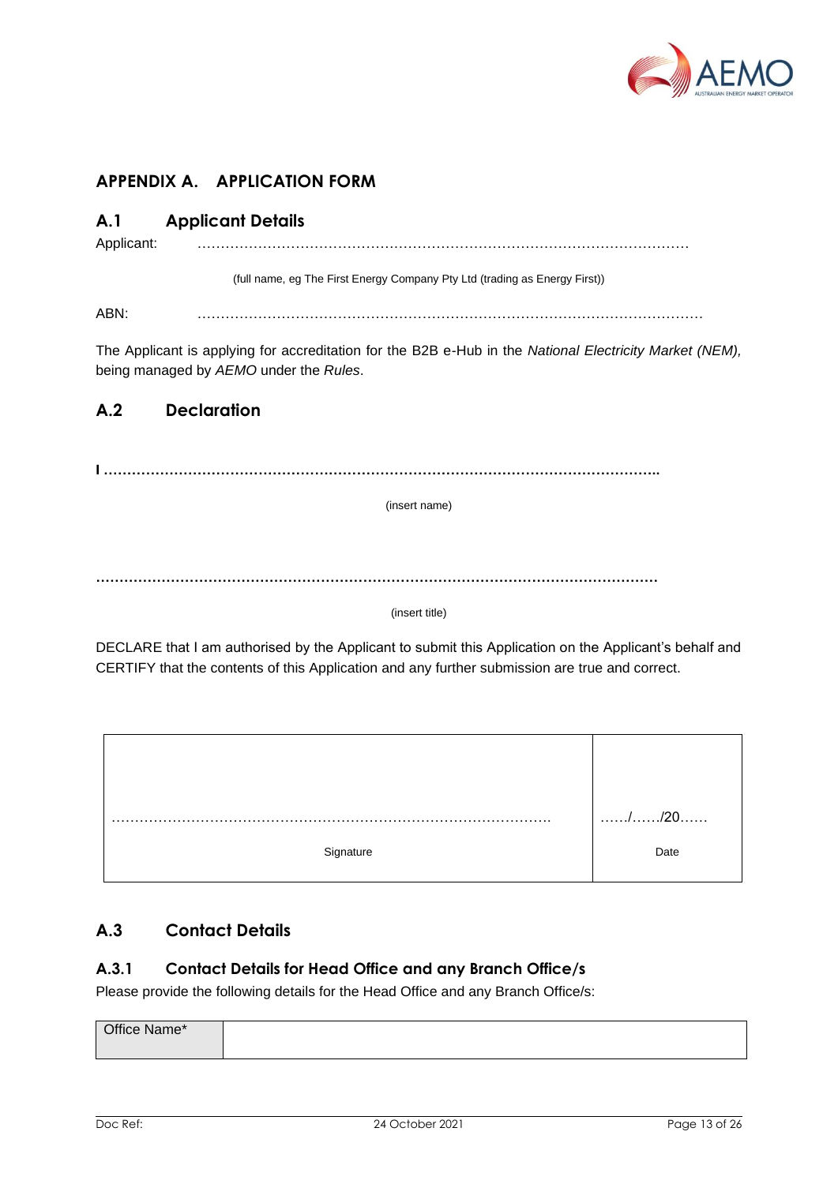# APPENDIX A. APPLICATION FORM

## A.1 Applicant Details

Applicant: ……………………………………………………………………………………………

(full name, eg The First Energy Company Pty Ltd (trading as Energy First))

ABN: ……………………………………………………………………………………………

The Applicant is applying for accreditation for the B2B e-Hub in the *National Electricity Market (NEM),* being managed by *AEMO* under the *Rules*.

## A.2 Declaration

**I ……………………………………………………………………………………………………..**

(insert name)

**……………………………………………………………………………………………………..**

(insert title)

DECLARE that I am authorised by the Applicant to submit this Application on the Applicant's behalf and CERTIFY that the contents of this Application and any further submission are true and correct.

| ……………………………………………………………………………… Signature | ……/……/20…… Date |
|---|---|

## A.3 Contact Details

### A.3.1 Contact Details for Head Office and any Branch Office/s

Please provide the following details for the Head Office and any Branch Office/s:

| Office Name* | |
|---|---|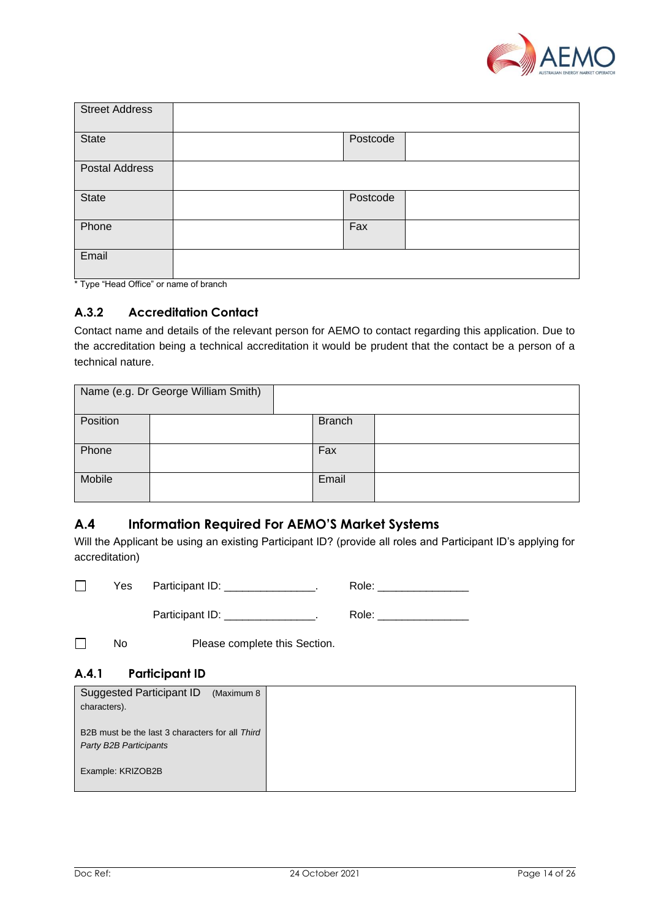| Street Address | | | |
|---|---|---|---|
| State | | Postcode | |
| Postal Address | | | |
| State | | Postcode | |
| Phone | | Fax | |
| Email | | | |

* Type "Head Office" or name of branch

### A.3.2 Accreditation Contact

Contact name and details of the relevant person for AEMO to contact regarding this application. Due to the accreditation being a technical accreditation it would be prudent that the contact be a person of a technical nature.

| Name (e.g. Dr George William Smith) | | | |
|---|---|---|---|
| Position | | Branch | |
| Phone | | Fax | |
| Mobile | | Email | |

## A.4 Information Required For AEMO'S Market Systems

Will the Applicant be using an existing Participant ID? (provide all roles and Participant ID's applying for accreditation)

☐ Yes Participant ID: _______________. Role: _______________

Participant ID: _______________. Role: _______________

☐ No Please complete this Section.

### A.4.1 Participant ID

| Suggested Participant ID (Maximum 8 characters).<br><br>B2B must be the last 3 characters for all *Third Party B2B Participants*<br><br>Example: KRIZOB2B | |
|---|---|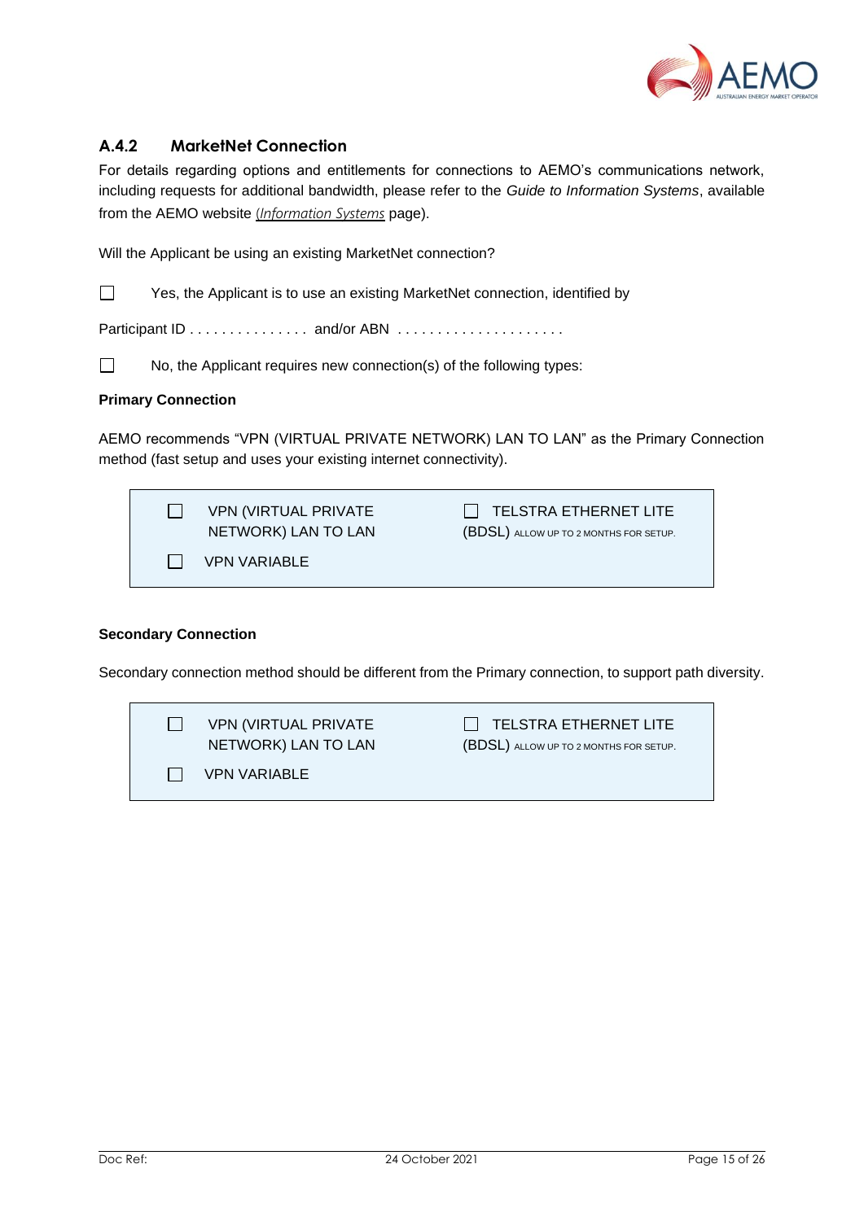### A.4.2 MarketNet Connection

For details regarding options and entitlements for connections to AEMO's communications network, including requests for additional bandwidth, please refer to the *Guide to Information Systems*, available from the AEMO website (*Information Systems* page).

Will the Applicant be using an existing MarketNet connection?

☐ Yes, the Applicant is to use an existing MarketNet connection, identified by

Participant ID . . . . . . . . . . . . . . . and/or ABN . . . . . . . . . . . . . . . . . . . . .

☐ No, the Applicant requires new connection(s) of the following types:

**Primary Connection**

AEMO recommends "VPN (VIRTUAL PRIVATE NETWORK) LAN TO LAN" as the Primary Connection method (fast setup and uses your existing internet connectivity).

| | |
|---|---|
| ☐ VPN (VIRTUAL PRIVATE NETWORK) LAN TO LAN | ☐ TELSTRA ETHERNET LITE (BDSL) ALLOW UP TO 2 MONTHS FOR SETUP. |
| ☐ VPN VARIABLE | |

**Secondary Connection**

Secondary connection method should be different from the Primary connection, to support path diversity.

| | |
|---|---|
| ☐ VPN (VIRTUAL PRIVATE NETWORK) LAN TO LAN | ☐ TELSTRA ETHERNET LITE (BDSL) ALLOW UP TO 2 MONTHS FOR SETUP. |
| ☐ VPN VARIABLE | |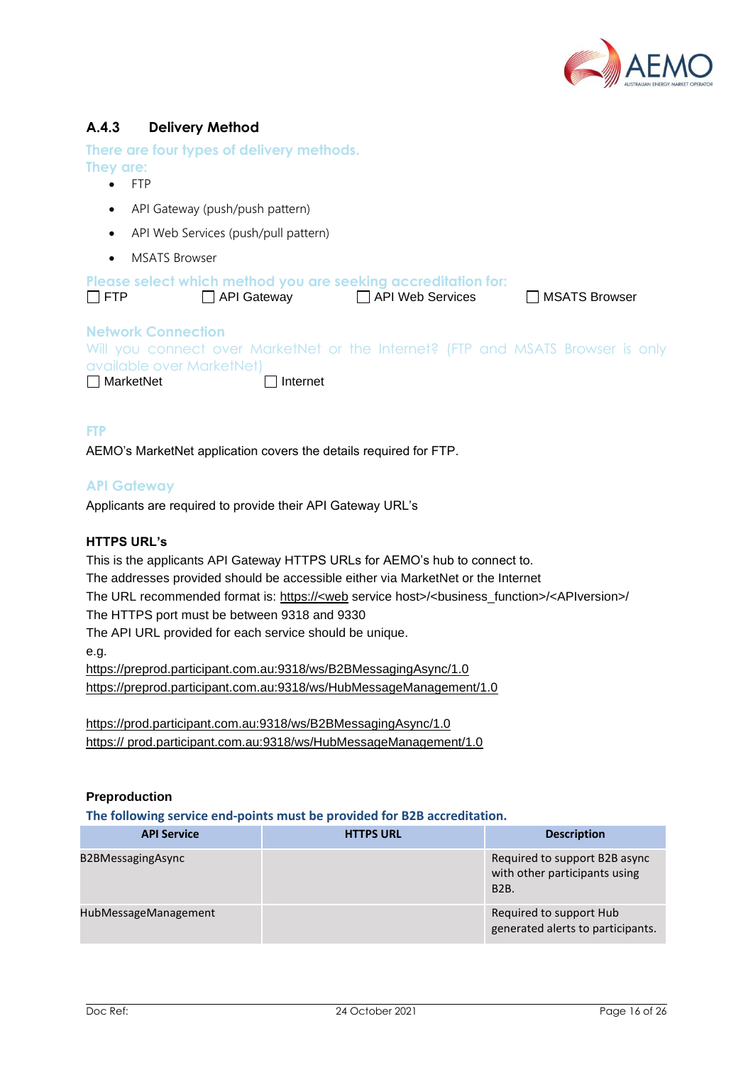### A.4.3 Delivery Method

There are four types of delivery methods.
They are:

- FTP
- API Gateway (push/push pattern)
- API Web Services (push/pull pattern)
- MSATS Browser

Please select which method you are seeking accreditation for:

☐ FTP ☐ API Gateway ☐ API Web Services ☐ MSATS Browser

**Network Connection**

Will you connect over MarketNet or the Internet? (FTP and MSATS Browser is only available over MarketNet)

☐ MarketNet ☐ Internet

**FTP**

AEMO's MarketNet application covers the details required for FTP.

**API Gateway**

Applicants are required to provide their API Gateway URL's

**HTTPS URL's**

This is the applicants API Gateway HTTPS URLs for AEMO's hub to connect to.
The addresses provided should be accessible either via MarketNet or the Internet
The URL recommended format is: https://<web service host>/<business_function>/<APIversion>/
The HTTPS port must be between 9318 and 9330
The API URL provided for each service should be unique.
e.g.
https://preprod.participant.com.au:9318/ws/B2BMessagingAsync/1.0
https://preprod.participant.com.au:9318/ws/HubMessageManagement/1.0

https://prod.participant.com.au:9318/ws/B2BMessagingAsync/1.0
https:// prod.participant.com.au:9318/ws/HubMessageManagement/1.0

**Preproduction**

**The following service end-points must be provided for B2B accreditation.**

| API Service | HTTPS URL | Description |
|---|---|---|
| B2BMessagingAsync | | Required to support B2B async with other participants using B2B. |
| HubMessageManagement | | Required to support Hub generated alerts to participants. |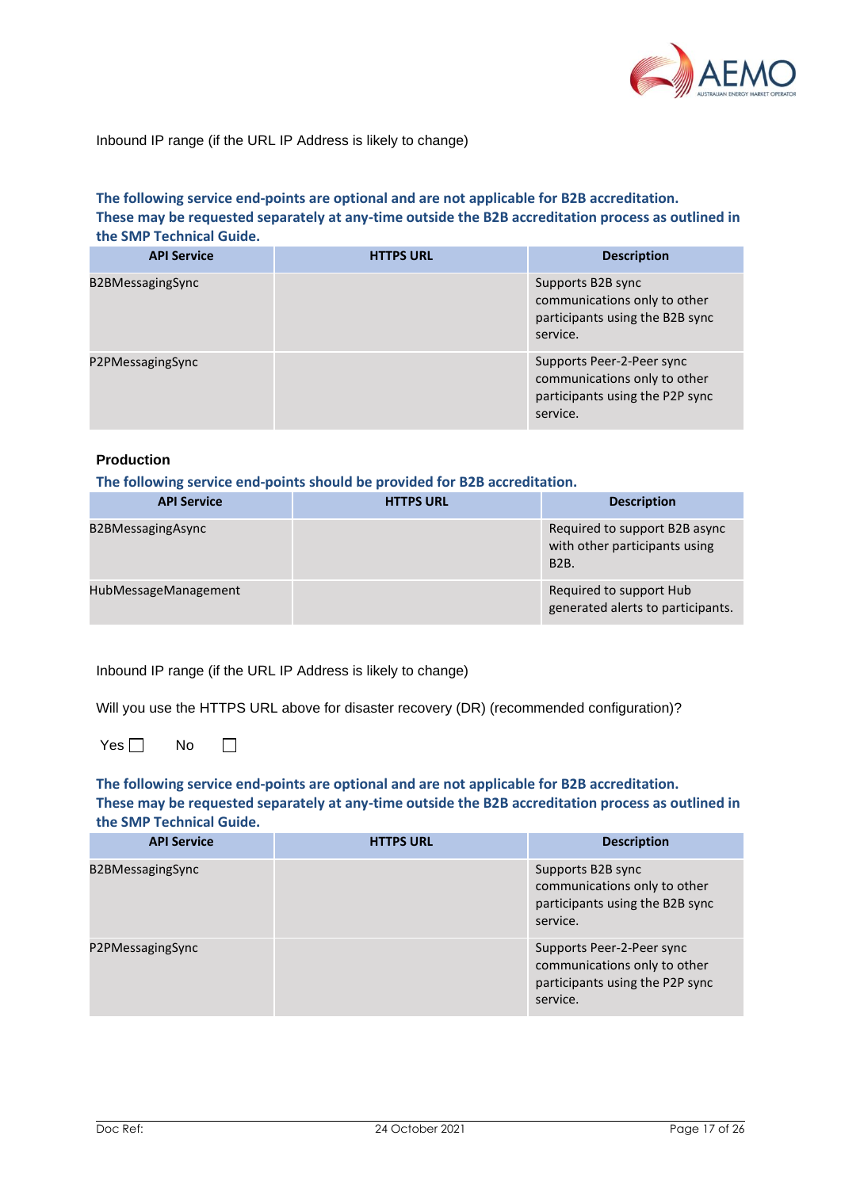Inbound IP range (if the URL IP Address is likely to change)

**The following service end-points are optional and are not applicable for B2B accreditation. These may be requested separately at any-time outside the B2B accreditation process as outlined in the SMP Technical Guide.**

| API Service | HTTPS URL | Description |
|---|---|---|
| B2BMessagingSync | | Supports B2B sync communications only to other participants using the B2B sync service. |
| P2PMessagingSync | | Supports Peer-2-Peer sync communications only to other participants using the P2P sync service. |

**Production**

**The following service end-points should be provided for B2B accreditation.**

| API Service | HTTPS URL | Description |
|---|---|---|
| B2BMessagingAsync | | Required to support B2B async with other participants using B2B. |
| HubMessageManagement | | Required to support Hub generated alerts to participants. |

Inbound IP range (if the URL IP Address is likely to change)

Will you use the HTTPS URL above for disaster recovery (DR) (recommended configuration)?

Yes ☐ No ☐

**The following service end-points are optional and are not applicable for B2B accreditation. These may be requested separately at any-time outside the B2B accreditation process as outlined in the SMP Technical Guide.**

| API Service | HTTPS URL | Description |
|---|---|---|
| B2BMessagingSync | | Supports B2B sync communications only to other participants using the B2B sync service. |
| P2PMessagingSync | | Supports Peer-2-Peer sync communications only to other participants using the P2P sync service. |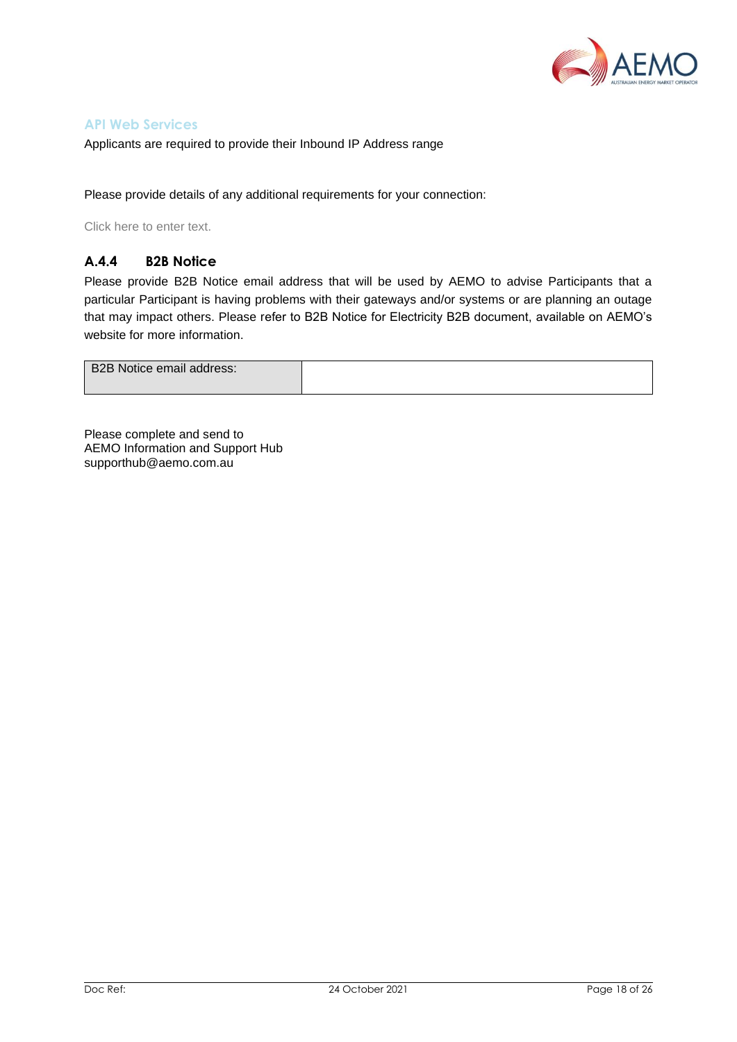### API Web Services

Applicants are required to provide their Inbound IP Address range

Please provide details of any additional requirements for your connection:

Click here to enter text.

### A.4.4 B2B Notice

Please provide B2B Notice email address that will be used by AEMO to advise Participants that a particular Participant is having problems with their gateways and/or systems or are planning an outage that may impact others. Please refer to B2B Notice for Electricity B2B document, available on AEMO's website for more information.

| B2B Notice email address: | |
|---|---|

Please complete and send to
AEMO Information and Support Hub
supporthub@aemo.com.au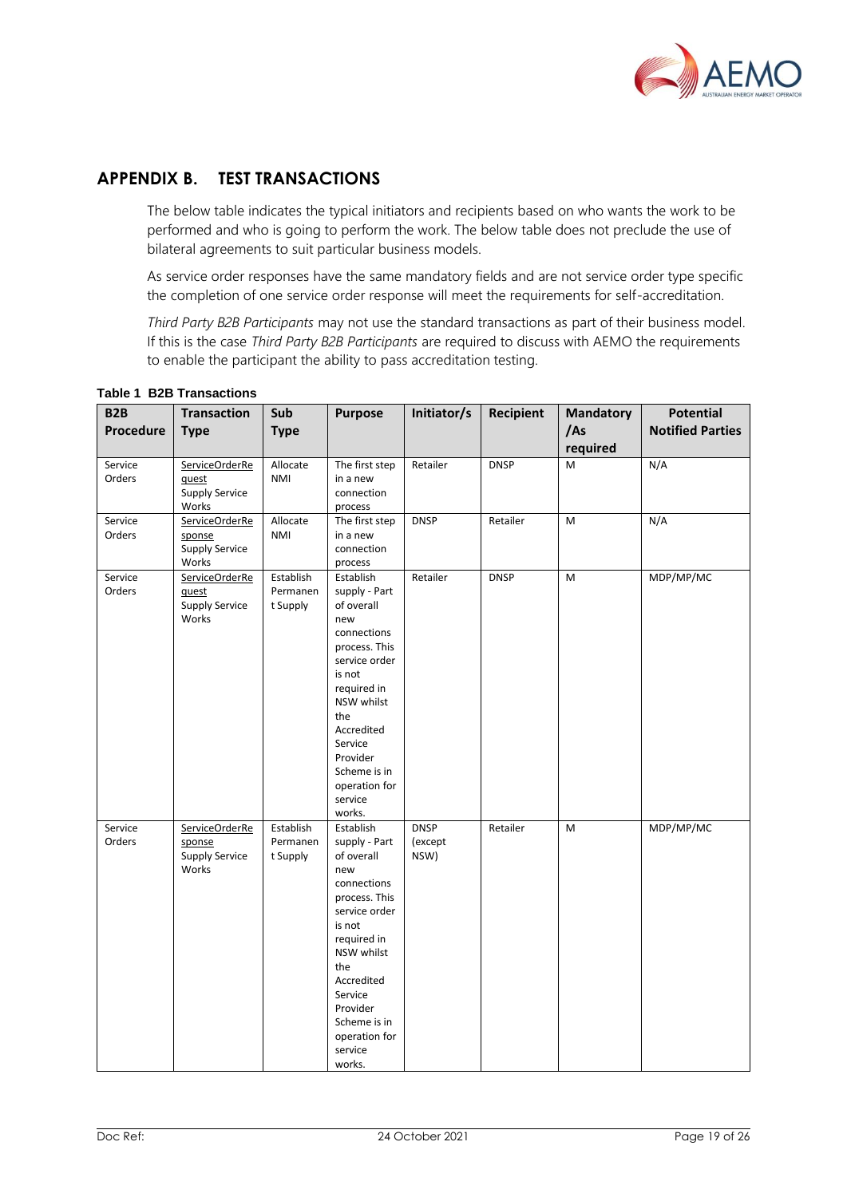# APPENDIX B. TEST TRANSACTIONS

The below table indicates the typical initiators and recipients based on who wants the work to be performed and who is going to perform the work. The below table does not preclude the use of bilateral agreements to suit particular business models.

As service order responses have the same mandatory fields and are not service order type specific the completion of one service order response will meet the requirements for self-accreditation.

*Third Party B2B Participants* may not use the standard transactions as part of their business model. If this is the case *Third Party B2B Participants* are required to discuss with AEMO the requirements to enable the participant the ability to pass accreditation testing.

**Table 1 B2B Transactions**

| B2B Procedure | Transaction Type | Sub Type | Purpose | Initiator/s | Recipient | Mandatory /As required | Potential Notified Parties |
|---|---|---|---|---|---|---|---|
| Service Orders | ServiceOrderRequest Supply Service Works | Allocate NMI | The first step in a new connection process | Retailer | DNSP | M | N/A |
| Service Orders | ServiceOrderResponse Supply Service Works | Allocate NMI | The first step in a new connection process | DNSP | Retailer | M | N/A |
| Service Orders | ServiceOrderRequest Supply Service Works | Establish Permanent Supply | Establish supply - Part of overall new connections process. This service order is not required in NSW whilst the Accredited Service Provider Scheme is in operation for service works. | Retailer | DNSP | M | MDP/MP/MC |
| Service Orders | ServiceOrderResponse Supply Service Works | Establish Permanent Supply | Establish supply - Part of overall new connections process. This service order is not required in NSW whilst the Accredited Service Provider Scheme is in operation for service works. | DNSP (except NSW) | Retailer | M | MDP/MP/MC |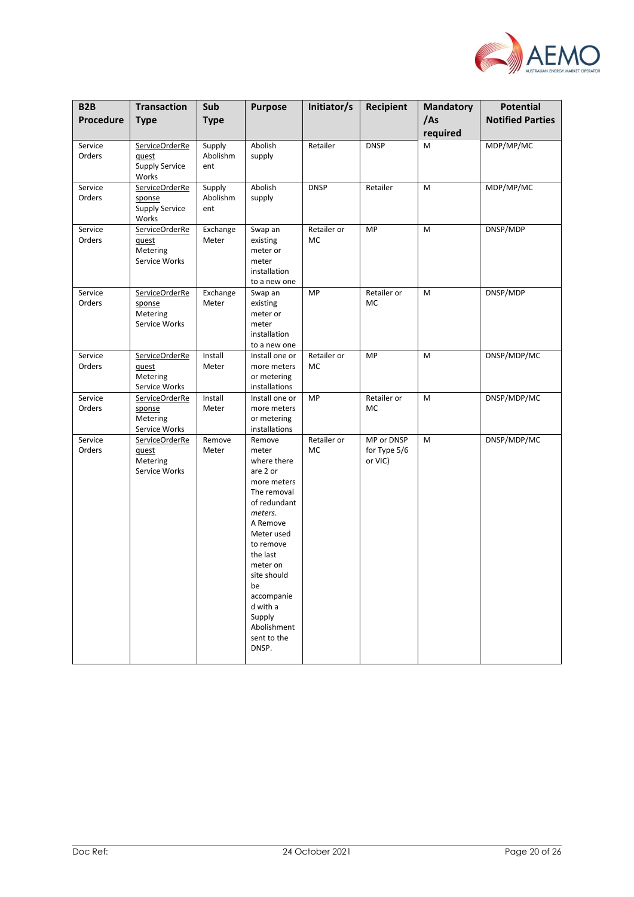| B2B Procedure | Transaction Type | Sub Type | Purpose | Initiator/s | Recipient | Mandatory /As required | Potential Notified Parties |
|---|---|---|---|---|---|---|---|
| Service Orders | ServiceOrderRequest Supply Service Works | Supply Abolishment | Abolish supply | Retailer | DNSP | M | MDP/MP/MC |
| Service Orders | ServiceOrderResponse Supply Service Works | Supply Abolishment | Abolish supply | DNSP | Retailer | M | MDP/MP/MC |
| Service Orders | ServiceOrderRequest Metering Service Works | Exchange Meter | Swap an existing meter or meter installation to a new one | Retailer or MC | MP | M | DNSP/MDP |
| Service Orders | ServiceOrderResponse Metering Service Works | Exchange Meter | Swap an existing meter or meter installation to a new one | MP | Retailer or MC | M | DNSP/MDP |
| Service Orders | ServiceOrderRequest Metering Service Works | Install Meter | Install one or more meters or metering installations | Retailer or MC | MP | M | DNSP/MDP/MC |
| Service Orders | ServiceOrderResponse Metering Service Works | Install Meter | Install one or more meters or metering installations | MP | Retailer or MC | M | DNSP/MDP/MC |
| Service Orders | ServiceOrderRequest Metering Service Works | Remove Meter | Remove meter where there are 2 or more meters The removal of redundant *meters*. A Remove Meter used to remove the last meter on site should be accompanied with a Supply Abolishment sent to the DNSP. | Retailer or MC | MP or DNSP for Type 5/6 or VIC) | M | DNSP/MDP/MC |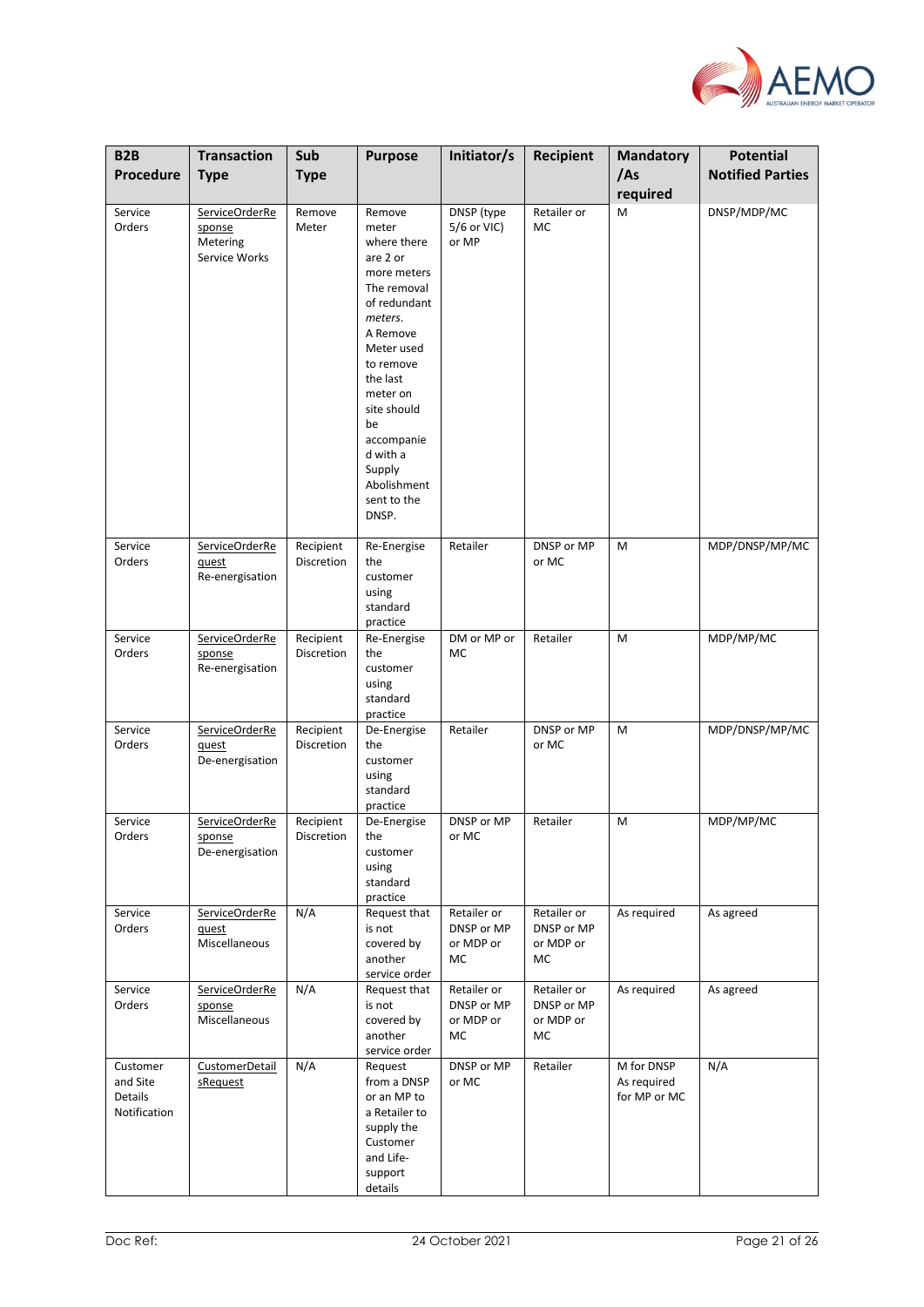| B2B Procedure | Transaction Type | Sub Type | Purpose | Initiator/s | Recipient | Mandatory /As required | Potential Notified Parties |
|---|---|---|---|---|---|---|---|
| Service Orders | ServiceOrderResponse Metering Service Works | Remove Meter | Remove meter where there are 2 or more meters The removal of redundant *meters*. A Remove Meter used to remove the last meter on site should be accompanied with a Supply Abolishment sent to the DNSP. | DNSP (type 5/6 or VIC) or MP | Retailer or MC | M | DNSP/MDP/MC |
| Service Orders | ServiceOrderRequest Re-energisation | Recipient Discretion | Re-Energise the customer using standard practice | Retailer | DNSP or MP or MC | M | MDP/DNSP/MP/MC |
| Service Orders | ServiceOrderResponse Re-energisation | Recipient Discretion | Re-Energise the customer using standard practice | DM or MP or MC | Retailer | M | MDP/MP/MC |
| Service Orders | ServiceOrderRequest De-energisation | Recipient Discretion | De-Energise the customer using standard practice | Retailer | DNSP or MP or MC | M | MDP/DNSP/MP/MC |
| Service Orders | ServiceOrderResponse De-energisation | Recipient Discretion | De-Energise the customer using standard practice | DNSP or MP or MC | Retailer | M | MDP/MP/MC |
| Service Orders | ServiceOrderRequest Miscellaneous | N/A | Request that is not covered by another service order | Retailer or DNSP or MP or MDP or MC | Retailer or DNSP or MP or MDP or MC | As required | As agreed |
| Service Orders | ServiceOrderResponse Miscellaneous | N/A | Request that is not covered by another service order | Retailer or DNSP or MP or MDP or MC | Retailer or DNSP or MP or MDP or MC | As required | As agreed |
| Customer and Site Details Notification | CustomerDetailsRequest | N/A | Request from a DNSP or an MP to a Retailer to supply the Customer and Life-support details | DNSP or MP or MC | Retailer | M for DNSP As required for MP or MC | N/A |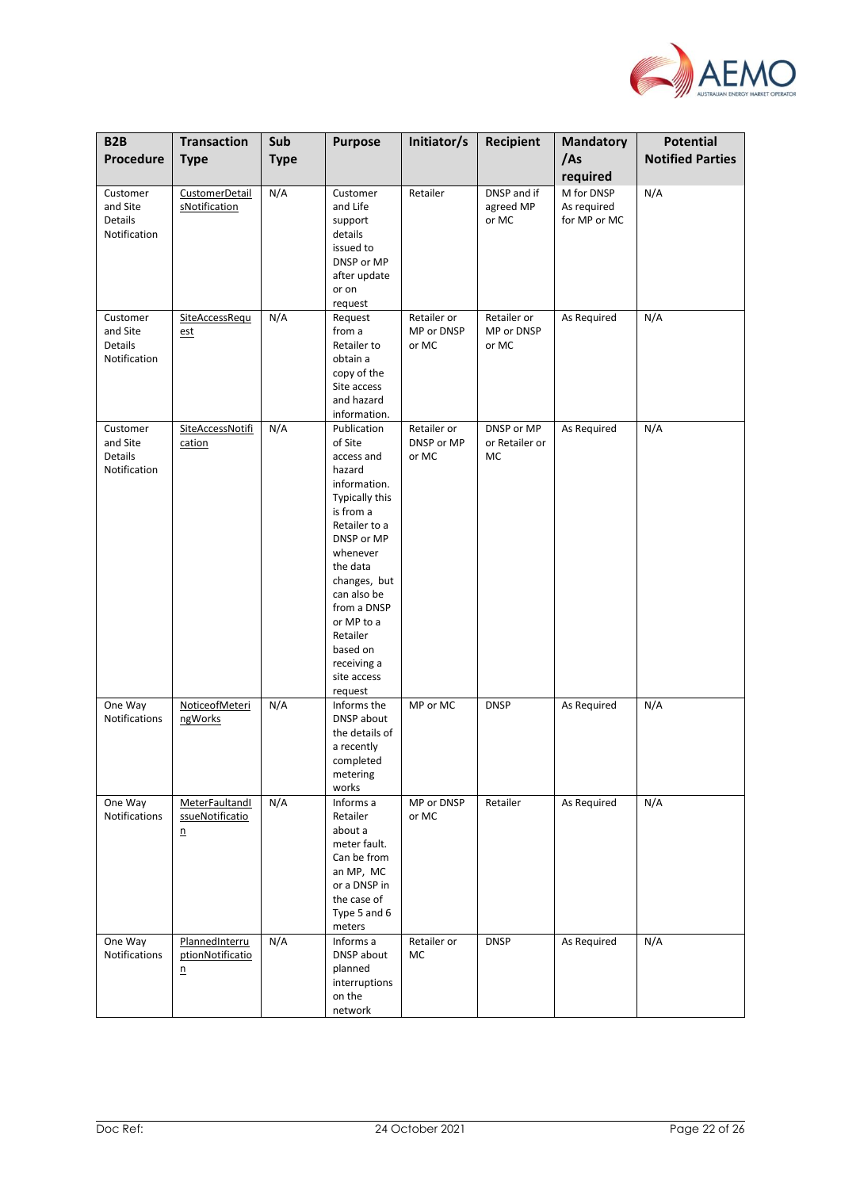| B2B Procedure | Transaction Type | Sub Type | Purpose | Initiator/s | Recipient | Mandatory /As required | Potential Notified Parties |
|---|---|---|---|---|---|---|---|
| Customer and Site Details Notification | CustomerDetailsNotification | N/A | Customer and Life support details issued to DNSP or MP after update or on request | Retailer | DNSP and if agreed MP or MC | M for DNSP As required for MP or MC | N/A |
| Customer and Site Details Notification | SiteAccessRequest | N/A | Request from a Retailer to obtain a copy of the Site access and hazard information. | Retailer or MP or DNSP or MC | Retailer or MP or DNSP or MC | As Required | N/A |
| Customer and Site Details Notification | SiteAccessNotification | N/A | Publication of Site access and hazard information. Typically this is from a Retailer to a DNSP or MP whenever the data changes, but can also be from a DNSP or MP to a Retailer based on receiving a site access request | Retailer or DNSP or MP or MC | DNSP or MP or Retailer or MC | As Required | N/A |
| One Way Notifications | NoticeofMeteringWorks | N/A | Informs the DNSP about the details of a recently completed metering works | MP or MC | DNSP | As Required | N/A |
| One Way Notifications | MeterFaultandIssueNotification | N/A | Informs a Retailer about a meter fault. Can be from an MP, MC or a DNSP in the case of Type 5 and 6 meters | MP or DNSP or MC | Retailer | As Required | N/A |
| One Way Notifications | PlannedInterruptionNotification | N/A | Informs a DNSP about planned interruptions on the network | Retailer or MC | DNSP | As Required | N/A |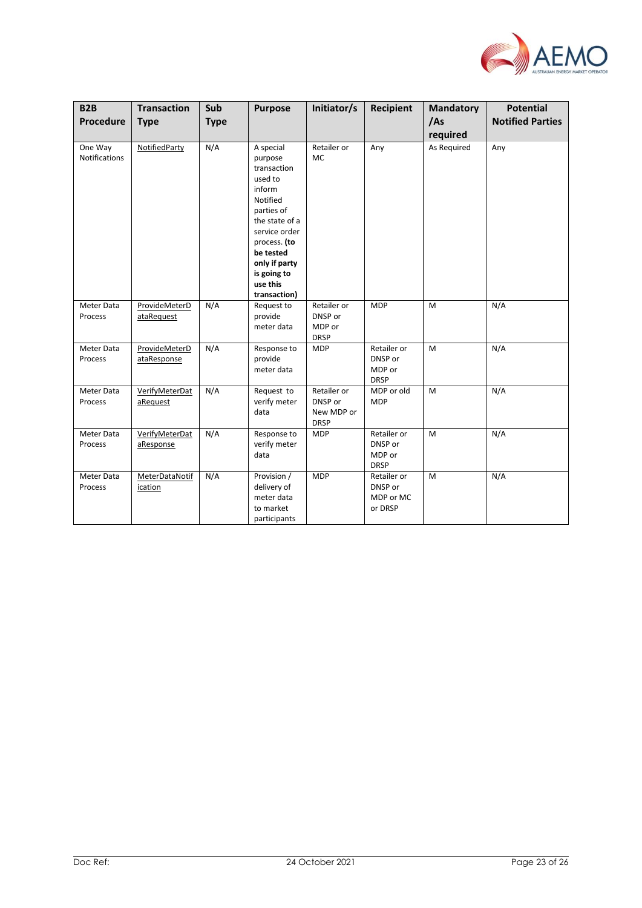| B2B Procedure | Transaction Type | Sub Type | Purpose | Initiator/s | Recipient | Mandatory /As required | Potential Notified Parties |
|---|---|---|---|---|---|---|---|
| One Way Notifications | NotifiedParty | N/A | A special purpose transaction used to inform Notified parties of the state of a service order process. **(to be tested only if party is going to use this transaction)** | Retailer or MC | Any | As Required | Any |
| Meter Data Process | ProvideMeterDataRequest | N/A | Request to provide meter data | Retailer or DNSP or MDP or DRSP | MDP | M | N/A |
| Meter Data Process | ProvideMeterDataResponse | N/A | Response to provide meter data | MDP | Retailer or DNSP or MDP or DRSP | M | N/A |
| Meter Data Process | VerifyMeterDataRequest | N/A | Request to verify meter data | Retailer or DNSP or New MDP or DRSP | MDP or old MDP | M | N/A |
| Meter Data Process | VerifyMeterDataResponse | N/A | Response to verify meter data | MDP | Retailer or DNSP or MDP or DRSP | M | N/A |
| Meter Data Process | MeterDataNotification | N/A | Provision / delivery of meter data to market participants | MDP | Retailer or DNSP or MDP or MC or DRSP | M | N/A |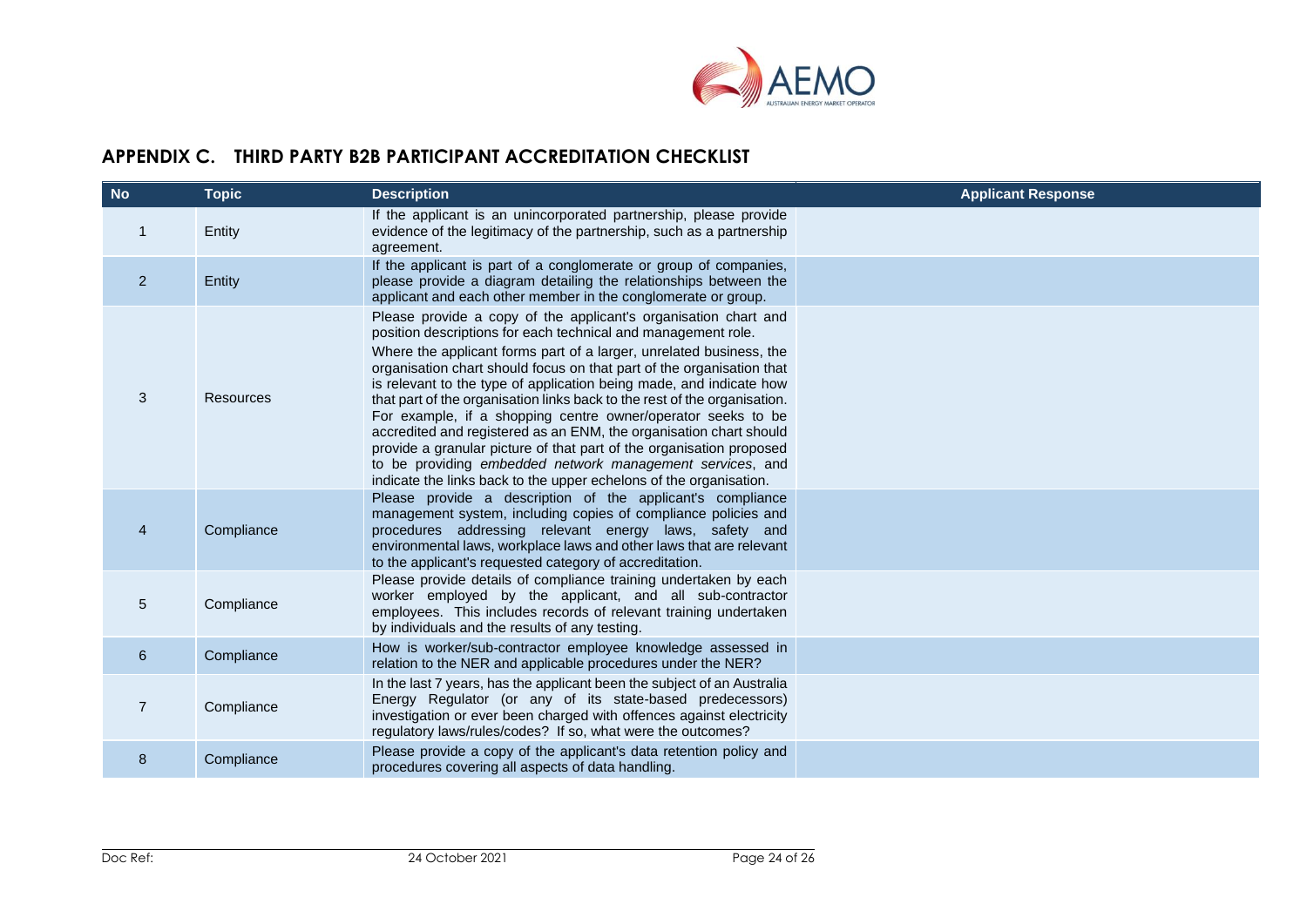## APPENDIX C. THIRD PARTY B2B PARTICIPANT ACCREDITATION CHECKLIST

| No | Topic | Description | Applicant Response |
|---|---|---|---|
| 1 | Entity | If the applicant is an unincorporated partnership, please provide evidence of the legitimacy of the partnership, such as a partnership agreement. | |
| 2 | Entity | If the applicant is part of a conglomerate or group of companies, please provide a diagram detailing the relationships between the applicant and each other member in the conglomerate or group. | |
| 3 | Resources | Please provide a copy of the applicant's organisation chart and position descriptions for each technical and management role.<br>Where the applicant forms part of a larger, unrelated business, the organisation chart should focus on that part of the organisation that is relevant to the type of application being made, and indicate how that part of the organisation links back to the rest of the organisation. For example, if a shopping centre owner/operator seeks to be accredited and registered as an ENM, the organisation chart should provide a granular picture of that part of the organisation proposed to be providing *embedded network management services*, and indicate the links back to the upper echelons of the organisation. | |
| 4 | Compliance | Please provide a description of the applicant's compliance management system, including copies of compliance policies and procedures addressing relevant energy laws, safety and environmental laws, workplace laws and other laws that are relevant to the applicant's requested category of accreditation. | |
| 5 | Compliance | Please provide details of compliance training undertaken by each worker employed by the applicant, and all sub-contractor employees. This includes records of relevant training undertaken by individuals and the results of any testing. | |
| 6 | Compliance | How is worker/sub-contractor employee knowledge assessed in relation to the NER and applicable procedures under the NER? | |
| 7 | Compliance | In the last 7 years, has the applicant been the subject of an Australia Energy Regulator (or any of its state-based predecessors) investigation or ever been charged with offences against electricity regulatory laws/rules/codes? If so, what were the outcomes? | |
| 8 | Compliance | Please provide a copy of the applicant's data retention policy and procedures covering all aspects of data handling. | |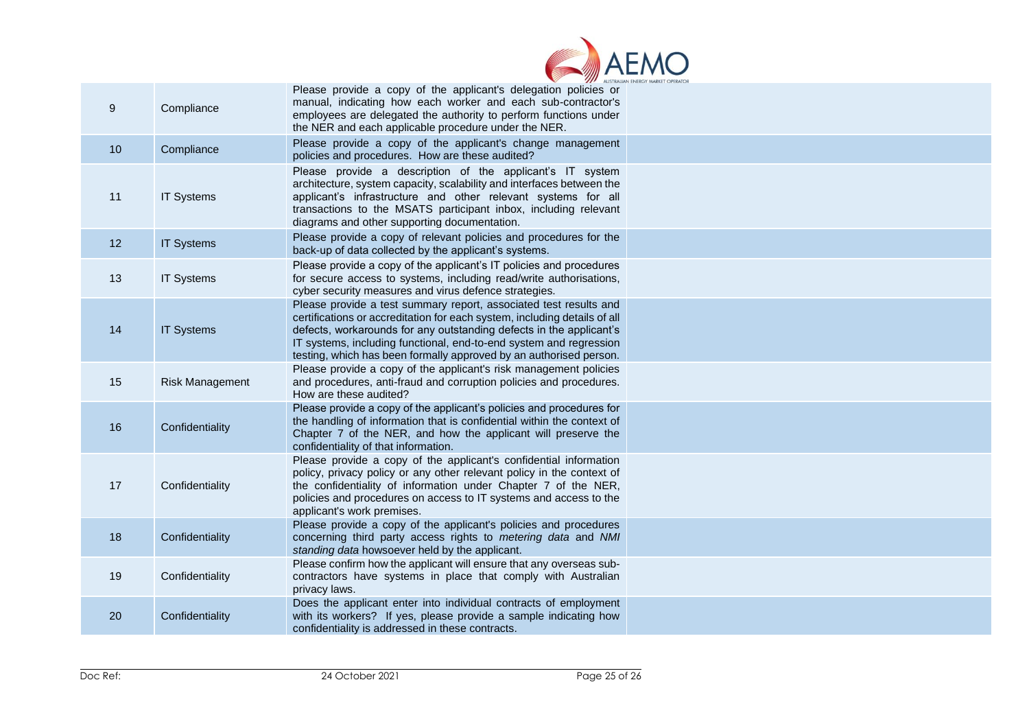| | | | |
|---|---|---|---|
| 9 | Compliance | Please provide a copy of the applicant's delegation policies or manual, indicating how each worker and each sub-contractor's employees are delegated the authority to perform functions under the NER and each applicable procedure under the NER. | |
| 10 | Compliance | Please provide a copy of the applicant's change management policies and procedures. How are these audited? | |
| 11 | IT Systems | Please provide a description of the applicant's IT system architecture, system capacity, scalability and interfaces between the applicant's infrastructure and other relevant systems for all transactions to the MSATS participant inbox, including relevant diagrams and other supporting documentation. | |
| 12 | IT Systems | Please provide a copy of relevant policies and procedures for the back-up of data collected by the applicant's systems. | |
| 13 | IT Systems | Please provide a copy of the applicant's IT policies and procedures for secure access to systems, including read/write authorisations, cyber security measures and virus defence strategies. | |
| 14 | IT Systems | Please provide a test summary report, associated test results and certifications or accreditation for each system, including details of all defects, workarounds for any outstanding defects in the applicant's IT systems, including functional, end-to-end system and regression testing, which has been formally approved by an authorised person. | |
| 15 | Risk Management | Please provide a copy of the applicant's risk management policies and procedures, anti-fraud and corruption policies and procedures. How are these audited? | |
| 16 | Confidentiality | Please provide a copy of the applicant's policies and procedures for the handling of information that is confidential within the context of Chapter 7 of the NER, and how the applicant will preserve the confidentiality of that information. | |
| 17 | Confidentiality | Please provide a copy of the applicant's confidential information policy, privacy policy or any other relevant policy in the context of the confidentiality of information under Chapter 7 of the NER, policies and procedures on access to IT systems and access to the applicant's work premises. | |
| 18 | Confidentiality | Please provide a copy of the applicant's policies and procedures concerning third party access rights to *metering data* and *NMI standing data* howsoever held by the applicant. | |
| 19 | Confidentiality | Please confirm how the applicant will ensure that any overseas sub-contractors have systems in place that comply with Australian privacy laws. | |
| 20 | Confidentiality | Does the applicant enter into individual contracts of employment with its workers? If yes, please provide a sample indicating how confidentiality is addressed in these contracts. | |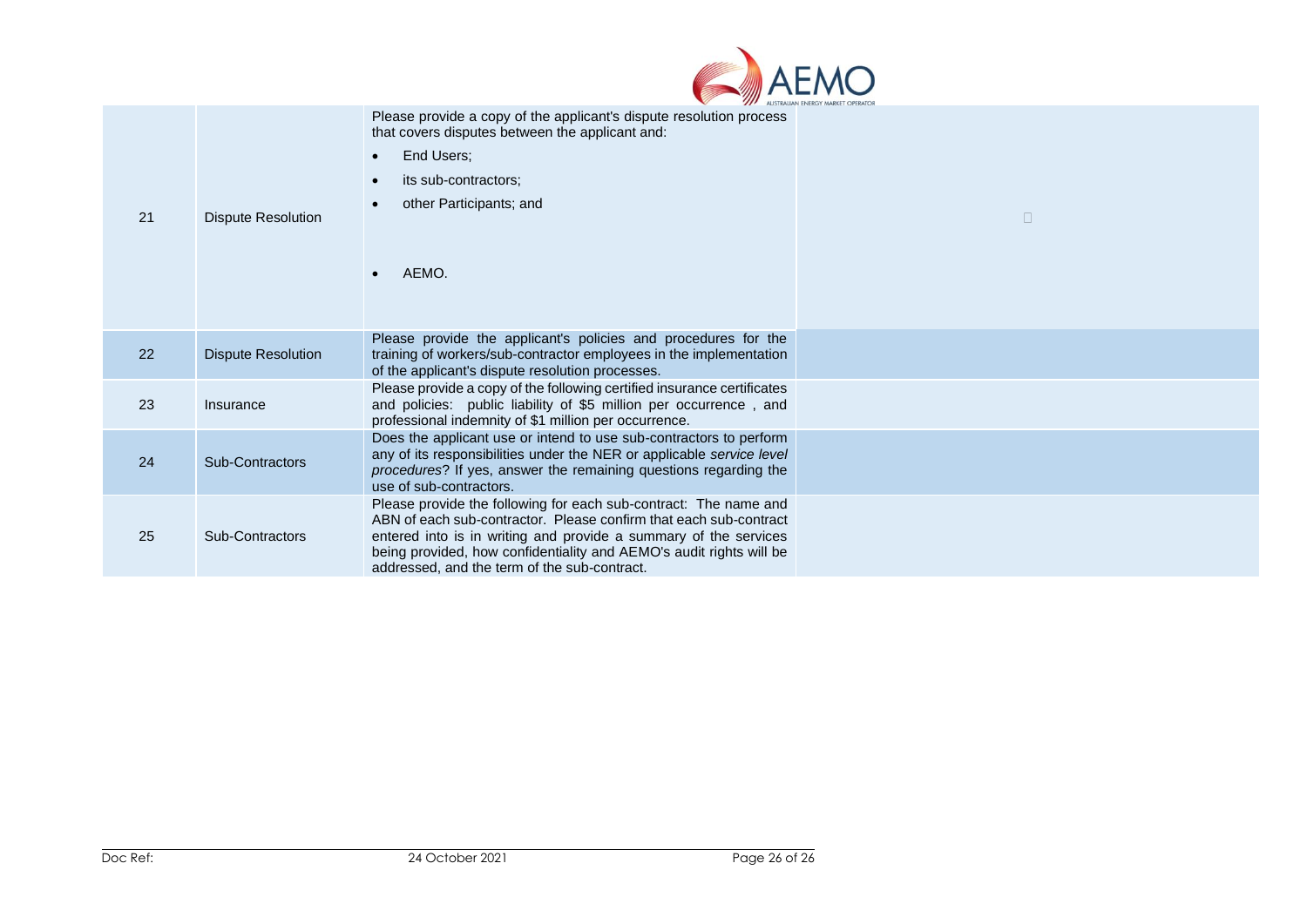| | | | |
|---|---|---|---|
| 21 | Dispute Resolution | Please provide a copy of the applicant's dispute resolution process that covers disputes between the applicant and:<br>• End Users;<br>• its sub-contractors;<br>• other Participants; and<br>• AEMO. | |
| 22 | Dispute Resolution | Please provide the applicant's policies and procedures for the training of workers/sub-contractor employees in the implementation of the applicant's dispute resolution processes. | |
| 23 | Insurance | Please provide a copy of the following certified insurance certificates and policies: public liability of $5 million per occurrence , and professional indemnity of $1 million per occurrence. | |
| 24 | Sub-Contractors | Does the applicant use or intend to use sub-contractors to perform any of its responsibilities under the NER or applicable *service level procedures*? If yes, answer the remaining questions regarding the use of sub-contractors. | |
| 25 | Sub-Contractors | Please provide the following for each sub-contract: The name and ABN of each sub-contractor. Please confirm that each sub-contract entered into is in writing and provide a summary of the services being provided, how confidentiality and AEMO's audit rights will be addressed, and the term of the sub-contract. | |